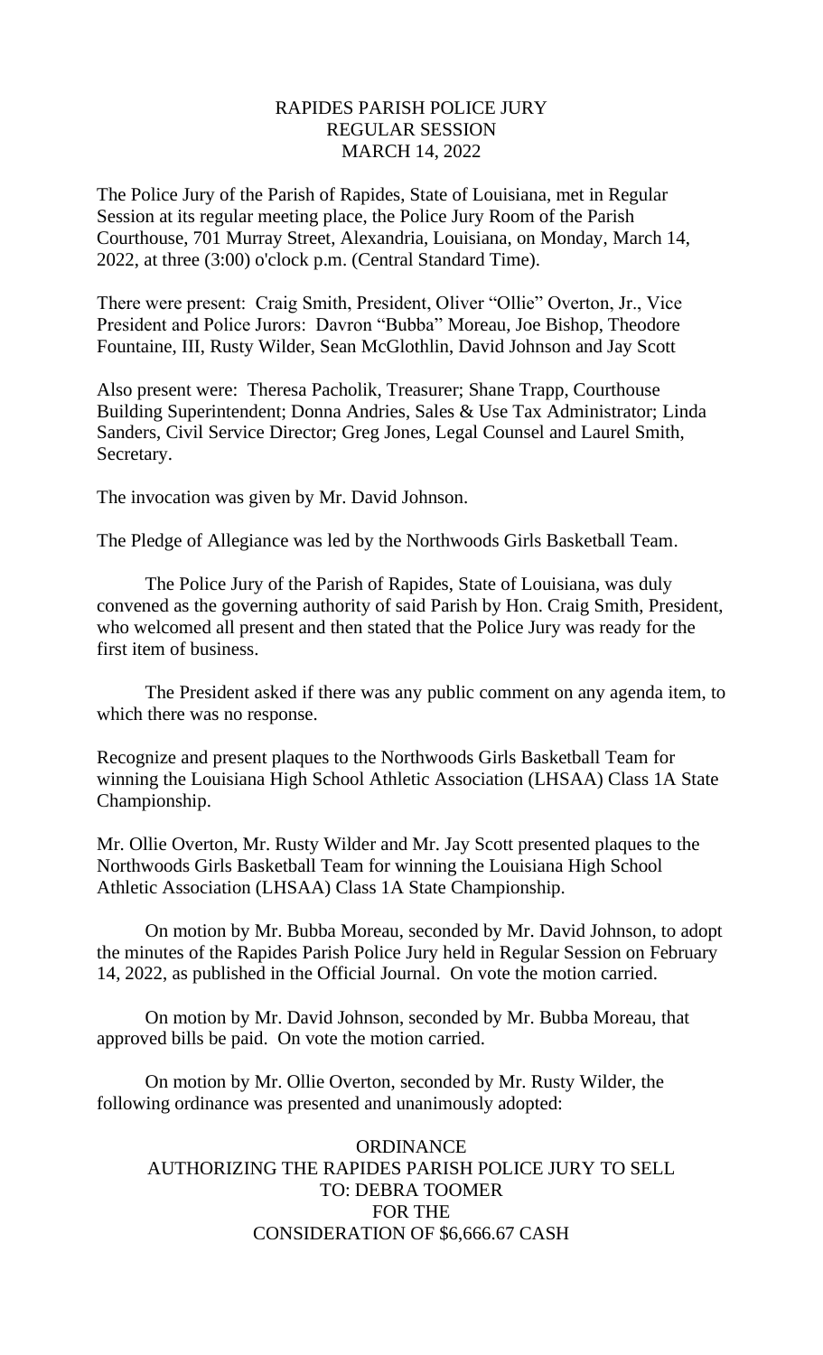RAPIDES PARISH POLICE JURY
REGULAR SESSION
MARCH 14, 2022

The Police Jury of the Parish of Rapides, State of Louisiana, met in Regular Session at its regular meeting place, the Police Jury Room of the Parish Courthouse, 701 Murray Street, Alexandria, Louisiana, on Monday, March 14, 2022, at three (3:00) o'clock p.m. (Central Standard Time).

There were present: Craig Smith, President, Oliver "Ollie" Overton, Jr., Vice President and Police Jurors: Davron "Bubba" Moreau, Joe Bishop, Theodore Fountaine, III, Rusty Wilder, Sean McGlothlin, David Johnson and Jay Scott

Also present were: Theresa Pacholik, Treasurer; Shane Trapp, Courthouse Building Superintendent; Donna Andries, Sales & Use Tax Administrator; Linda Sanders, Civil Service Director; Greg Jones, Legal Counsel and Laurel Smith, Secretary.

The invocation was given by Mr. David Johnson.

The Pledge of Allegiance was led by the Northwoods Girls Basketball Team.

The Police Jury of the Parish of Rapides, State of Louisiana, was duly convened as the governing authority of said Parish by Hon. Craig Smith, President, who welcomed all present and then stated that the Police Jury was ready for the first item of business.

The President asked if there was any public comment on any agenda item, to which there was no response.

Recognize and present plaques to the Northwoods Girls Basketball Team for winning the Louisiana High School Athletic Association (LHSAA) Class 1A State Championship.

Mr. Ollie Overton, Mr. Rusty Wilder and Mr. Jay Scott presented plaques to the Northwoods Girls Basketball Team for winning the Louisiana High School Athletic Association (LHSAA) Class 1A State Championship.

On motion by Mr. Bubba Moreau, seconded by Mr. David Johnson, to adopt the minutes of the Rapides Parish Police Jury held in Regular Session on February 14, 2022, as published in the Official Journal. On vote the motion carried.

On motion by Mr. David Johnson, seconded by Mr. Bubba Moreau, that approved bills be paid. On vote the motion carried.

On motion by Mr. Ollie Overton, seconded by Mr. Rusty Wilder, the following ordinance was presented and unanimously adopted:

ORDINANCE
AUTHORIZING THE RAPIDES PARISH POLICE JURY TO SELL
TO: DEBRA TOOMER
FOR THE
CONSIDERATION OF $6,666.67 CASH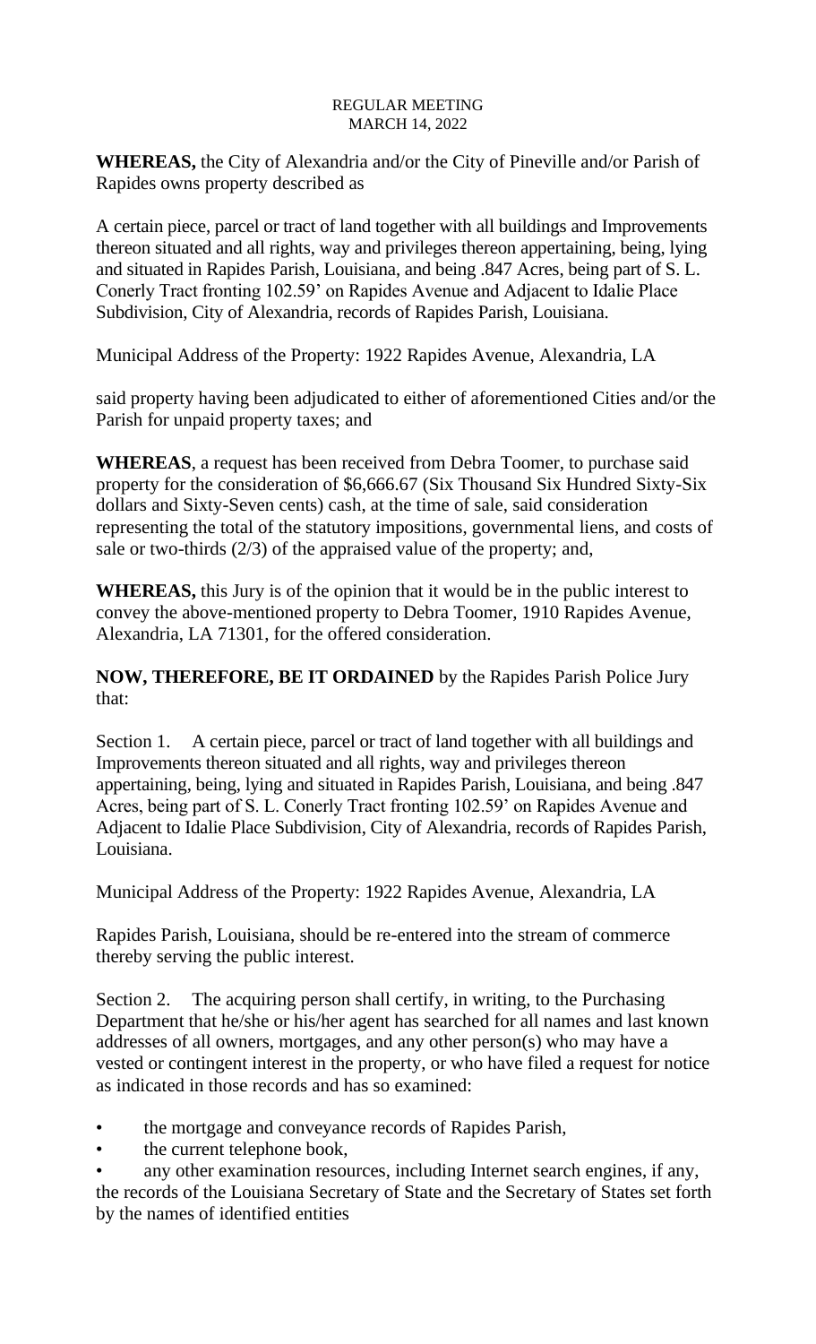REGULAR MEETING
MARCH 14, 2022

**WHEREAS,** the City of Alexandria and/or the City of Pineville and/or Parish of Rapides owns property described as

A certain piece, parcel or tract of land together with all buildings and Improvements thereon situated and all rights, way and privileges thereon appertaining, being, lying and situated in Rapides Parish, Louisiana, and being .847 Acres, being part of S. L. Conerly Tract fronting 102.59' on Rapides Avenue and Adjacent to Idalie Place Subdivision, City of Alexandria, records of Rapides Parish, Louisiana.

Municipal Address of the Property: 1922 Rapides Avenue, Alexandria, LA

said property having been adjudicated to either of aforementioned Cities and/or the Parish for unpaid property taxes; and

**WHEREAS**, a request has been received from Debra Toomer, to purchase said property for the consideration of $6,666.67 (Six Thousand Six Hundred Sixty-Six dollars and Sixty-Seven cents) cash, at the time of sale, said consideration representing the total of the statutory impositions, governmental liens, and costs of sale or two-thirds (2/3) of the appraised value of the property; and,

**WHEREAS,** this Jury is of the opinion that it would be in the public interest to convey the above-mentioned property to Debra Toomer, 1910 Rapides Avenue, Alexandria, LA 71301, for the offered consideration.

**NOW, THEREFORE, BE IT ORDAINED** by the Rapides Parish Police Jury that:

Section 1. A certain piece, parcel or tract of land together with all buildings and Improvements thereon situated and all rights, way and privileges thereon appertaining, being, lying and situated in Rapides Parish, Louisiana, and being .847 Acres, being part of S. L. Conerly Tract fronting 102.59' on Rapides Avenue and Adjacent to Idalie Place Subdivision, City of Alexandria, records of Rapides Parish, Louisiana.

Municipal Address of the Property: 1922 Rapides Avenue, Alexandria, LA

Rapides Parish, Louisiana, should be re-entered into the stream of commerce thereby serving the public interest.

Section 2. The acquiring person shall certify, in writing, to the Purchasing Department that he/she or his/her agent has searched for all names and last known addresses of all owners, mortgages, and any other person(s) who may have a vested or contingent interest in the property, or who have filed a request for notice as indicated in those records and has so examined:

- the mortgage and conveyance records of Rapides Parish,
- the current telephone book,
- any other examination resources, including Internet search engines, if any, the records of the Louisiana Secretary of State and the Secretary of States set forth by the names of identified entities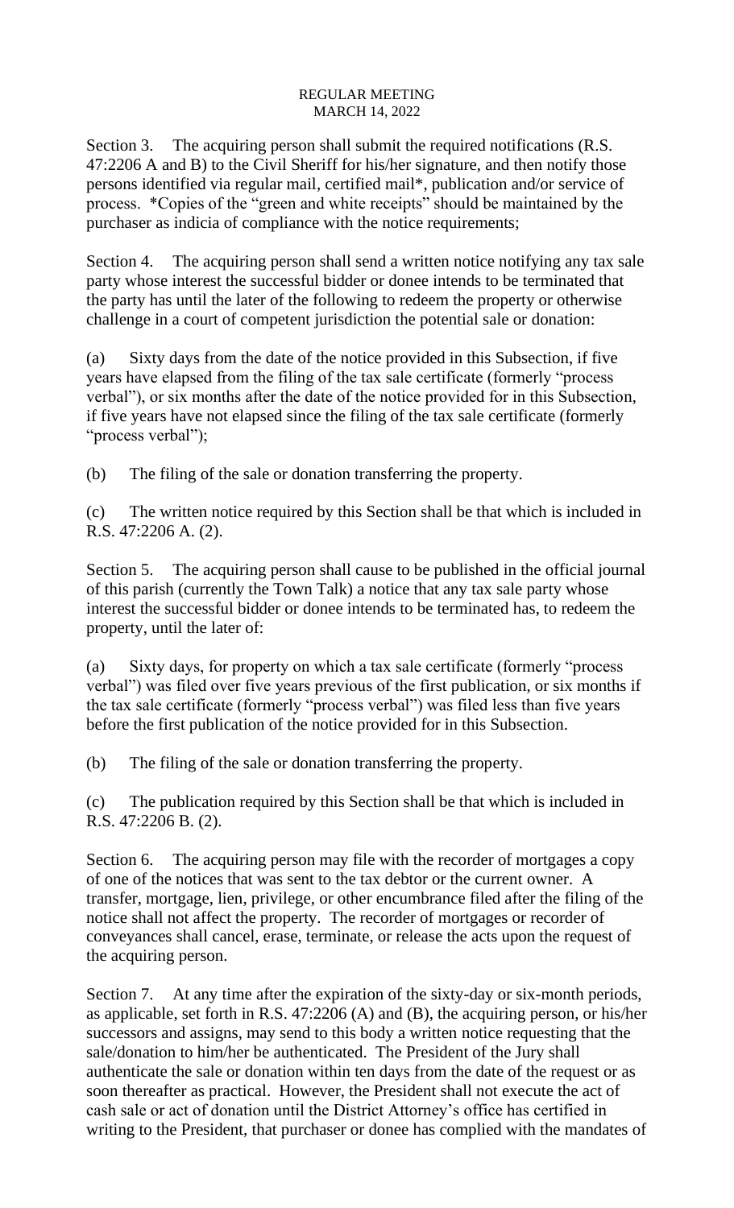Section 3. The acquiring person shall submit the required notifications (R.S. 47:2206 A and B) to the Civil Sheriff for his/her signature, and then notify those persons identified via regular mail, certified mail*, publication and/or service of process. *Copies of the "green and white receipts" should be maintained by the purchaser as indicia of compliance with the notice requirements;

Section 4. The acquiring person shall send a written notice notifying any tax sale party whose interest the successful bidder or donee intends to be terminated that the party has until the later of the following to redeem the property or otherwise challenge in a court of competent jurisdiction the potential sale or donation:

(a) Sixty days from the date of the notice provided in this Subsection, if five years have elapsed from the filing of the tax sale certificate (formerly "process verbal"), or six months after the date of the notice provided for in this Subsection, if five years have not elapsed since the filing of the tax sale certificate (formerly "process verbal");

(b) The filing of the sale or donation transferring the property.

(c) The written notice required by this Section shall be that which is included in R.S. 47:2206 A. (2).

Section 5. The acquiring person shall cause to be published in the official journal of this parish (currently the Town Talk) a notice that any tax sale party whose interest the successful bidder or donee intends to be terminated has, to redeem the property, until the later of:

(a) Sixty days, for property on which a tax sale certificate (formerly "process verbal") was filed over five years previous of the first publication, or six months if the tax sale certificate (formerly "process verbal") was filed less than five years before the first publication of the notice provided for in this Subsection.

(b) The filing of the sale or donation transferring the property.

(c) The publication required by this Section shall be that which is included in R.S. 47:2206 B. (2).

Section 6. The acquiring person may file with the recorder of mortgages a copy of one of the notices that was sent to the tax debtor or the current owner. A transfer, mortgage, lien, privilege, or other encumbrance filed after the filing of the notice shall not affect the property. The recorder of mortgages or recorder of conveyances shall cancel, erase, terminate, or release the acts upon the request of the acquiring person.

Section 7. At any time after the expiration of the sixty-day or six-month periods, as applicable, set forth in R.S. 47:2206 (A) and (B), the acquiring person, or his/her successors and assigns, may send to this body a written notice requesting that the sale/donation to him/her be authenticated. The President of the Jury shall authenticate the sale or donation within ten days from the date of the request or as soon thereafter as practical. However, the President shall not execute the act of cash sale or act of donation until the District Attorney's office has certified in writing to the President, that purchaser or donee has complied with the mandates of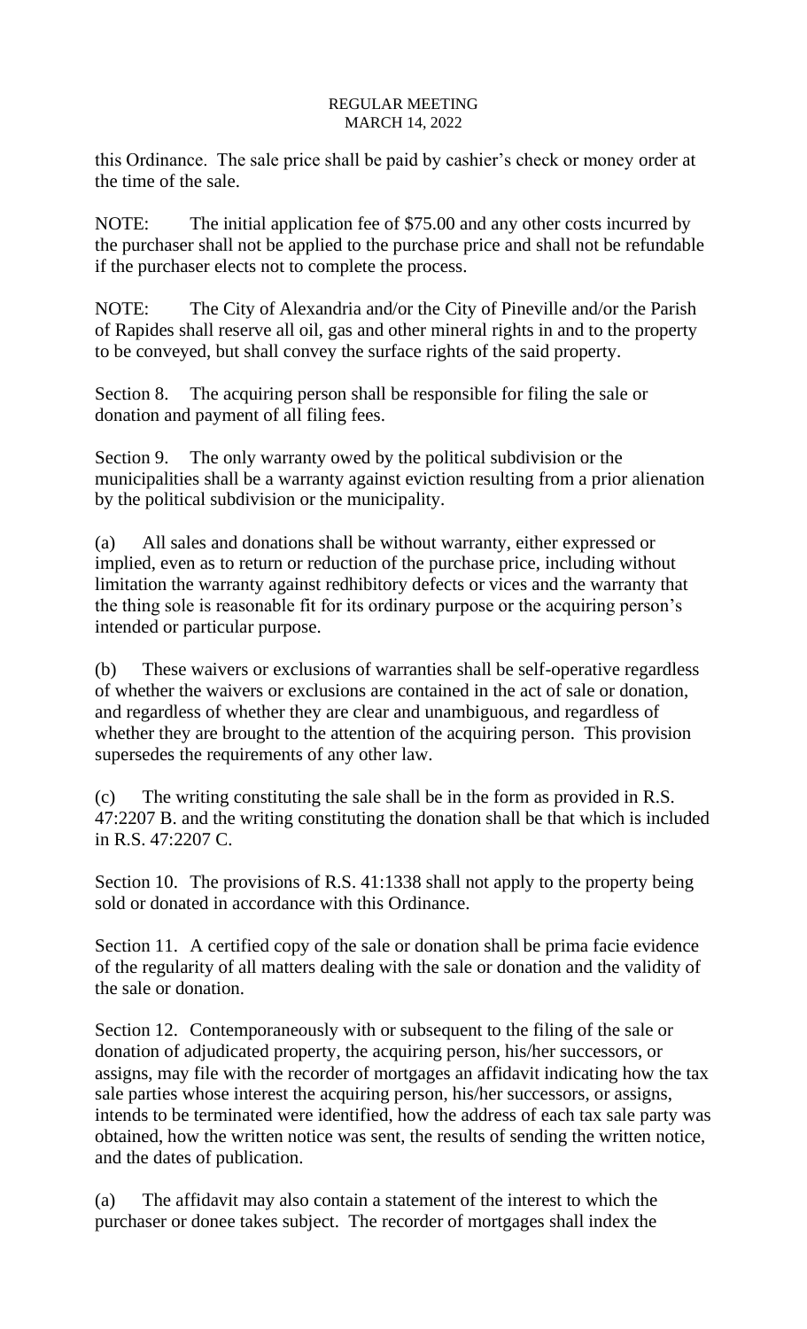this Ordinance. The sale price shall be paid by cashier's check or money order at the time of the sale.

NOTE: The initial application fee of $75.00 and any other costs incurred by the purchaser shall not be applied to the purchase price and shall not be refundable if the purchaser elects not to complete the process.

NOTE: The City of Alexandria and/or the City of Pineville and/or the Parish of Rapides shall reserve all oil, gas and other mineral rights in and to the property to be conveyed, but shall convey the surface rights of the said property.

Section 8. The acquiring person shall be responsible for filing the sale or donation and payment of all filing fees.

Section 9. The only warranty owed by the political subdivision or the municipalities shall be a warranty against eviction resulting from a prior alienation by the political subdivision or the municipality.

(a) All sales and donations shall be without warranty, either expressed or implied, even as to return or reduction of the purchase price, including without limitation the warranty against redhibitory defects or vices and the warranty that the thing sole is reasonable fit for its ordinary purpose or the acquiring person's intended or particular purpose.

(b) These waivers or exclusions of warranties shall be self-operative regardless of whether the waivers or exclusions are contained in the act of sale or donation, and regardless of whether they are clear and unambiguous, and regardless of whether they are brought to the attention of the acquiring person. This provision supersedes the requirements of any other law.

(c) The writing constituting the sale shall be in the form as provided in R.S. 47:2207 B. and the writing constituting the donation shall be that which is included in R.S. 47:2207 C.

Section 10. The provisions of R.S. 41:1338 shall not apply to the property being sold or donated in accordance with this Ordinance.

Section 11. A certified copy of the sale or donation shall be prima facie evidence of the regularity of all matters dealing with the sale or donation and the validity of the sale or donation.

Section 12. Contemporaneously with or subsequent to the filing of the sale or donation of adjudicated property, the acquiring person, his/her successors, or assigns, may file with the recorder of mortgages an affidavit indicating how the tax sale parties whose interest the acquiring person, his/her successors, or assigns, intends to be terminated were identified, how the address of each tax sale party was obtained, how the written notice was sent, the results of sending the written notice, and the dates of publication.

(a) The affidavit may also contain a statement of the interest to which the purchaser or donee takes subject. The recorder of mortgages shall index the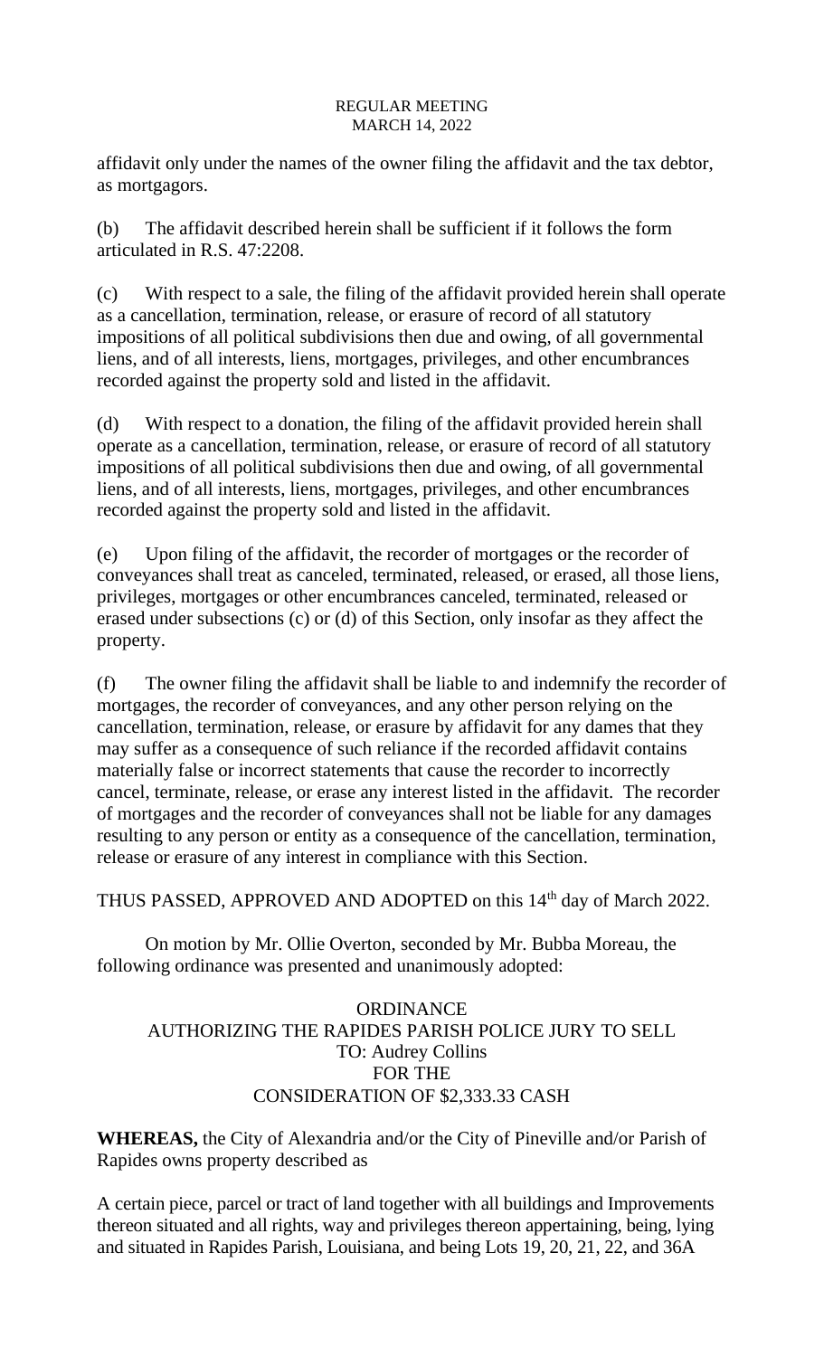affidavit only under the names of the owner filing the affidavit and the tax debtor, as mortgagors.

(b) The affidavit described herein shall be sufficient if it follows the form articulated in R.S. 47:2208.

(c) With respect to a sale, the filing of the affidavit provided herein shall operate as a cancellation, termination, release, or erasure of record of all statutory impositions of all political subdivisions then due and owing, of all governmental liens, and of all interests, liens, mortgages, privileges, and other encumbrances recorded against the property sold and listed in the affidavit.

(d) With respect to a donation, the filing of the affidavit provided herein shall operate as a cancellation, termination, release, or erasure of record of all statutory impositions of all political subdivisions then due and owing, of all governmental liens, and of all interests, liens, mortgages, privileges, and other encumbrances recorded against the property sold and listed in the affidavit.

(e) Upon filing of the affidavit, the recorder of mortgages or the recorder of conveyances shall treat as canceled, terminated, released, or erased, all those liens, privileges, mortgages or other encumbrances canceled, terminated, released or erased under subsections (c) or (d) of this Section, only insofar as they affect the property.

(f) The owner filing the affidavit shall be liable to and indemnify the recorder of mortgages, the recorder of conveyances, and any other person relying on the cancellation, termination, release, or erasure by affidavit for any dames that they may suffer as a consequence of such reliance if the recorded affidavit contains materially false or incorrect statements that cause the recorder to incorrectly cancel, terminate, release, or erase any interest listed in the affidavit. The recorder of mortgages and the recorder of conveyances shall not be liable for any damages resulting to any person or entity as a consequence of the cancellation, termination, release or erasure of any interest in compliance with this Section.

THUS PASSED, APPROVED AND ADOPTED on this 14th day of March 2022.

On motion by Mr. Ollie Overton, seconded by Mr. Bubba Moreau, the following ordinance was presented and unanimously adopted:

ORDINANCE
AUTHORIZING THE RAPIDES PARISH POLICE JURY TO SELL
TO: Audrey Collins
FOR THE
CONSIDERATION OF $2,333.33 CASH

**WHEREAS,** the City of Alexandria and/or the City of Pineville and/or Parish of Rapides owns property described as

A certain piece, parcel or tract of land together with all buildings and Improvements thereon situated and all rights, way and privileges thereon appertaining, being, lying and situated in Rapides Parish, Louisiana, and being Lots 19, 20, 21, 22, and 36A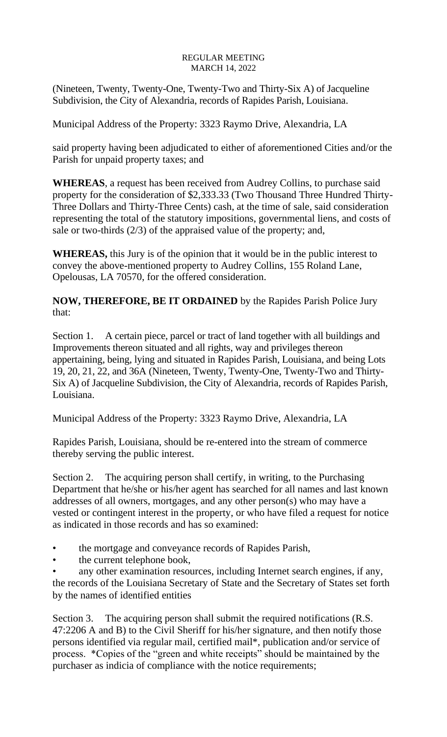(Nineteen, Twenty, Twenty-One, Twenty-Two and Thirty-Six A) of Jacqueline Subdivision, the City of Alexandria, records of Rapides Parish, Louisiana.

Municipal Address of the Property: 3323 Raymo Drive, Alexandria, LA

said property having been adjudicated to either of aforementioned Cities and/or the Parish for unpaid property taxes; and

**WHEREAS**, a request has been received from Audrey Collins, to purchase said property for the consideration of $2,333.33 (Two Thousand Three Hundred Thirty-Three Dollars and Thirty-Three Cents) cash, at the time of sale, said consideration representing the total of the statutory impositions, governmental liens, and costs of sale or two-thirds (2/3) of the appraised value of the property; and,

**WHEREAS,** this Jury is of the opinion that it would be in the public interest to convey the above-mentioned property to Audrey Collins, 155 Roland Lane, Opelousas, LA 70570, for the offered consideration.

**NOW, THEREFORE, BE IT ORDAINED** by the Rapides Parish Police Jury that:

Section 1. A certain piece, parcel or tract of land together with all buildings and Improvements thereon situated and all rights, way and privileges thereon appertaining, being, lying and situated in Rapides Parish, Louisiana, and being Lots 19, 20, 21, 22, and 36A (Nineteen, Twenty, Twenty-One, Twenty-Two and Thirty-Six A) of Jacqueline Subdivision, the City of Alexandria, records of Rapides Parish, Louisiana.

Municipal Address of the Property: 3323 Raymo Drive, Alexandria, LA

Rapides Parish, Louisiana, should be re-entered into the stream of commerce thereby serving the public interest.

Section 2. The acquiring person shall certify, in writing, to the Purchasing Department that he/she or his/her agent has searched for all names and last known addresses of all owners, mortgages, and any other person(s) who may have a vested or contingent interest in the property, or who have filed a request for notice as indicated in those records and has so examined:

- the mortgage and conveyance records of Rapides Parish,
- the current telephone book,
- any other examination resources, including Internet search engines, if any, the records of the Louisiana Secretary of State and the Secretary of States set forth by the names of identified entities

Section 3. The acquiring person shall submit the required notifications (R.S. 47:2206 A and B) to the Civil Sheriff for his/her signature, and then notify those persons identified via regular mail, certified mail*, publication and/or service of process. *Copies of the "green and white receipts" should be maintained by the purchaser as indicia of compliance with the notice requirements;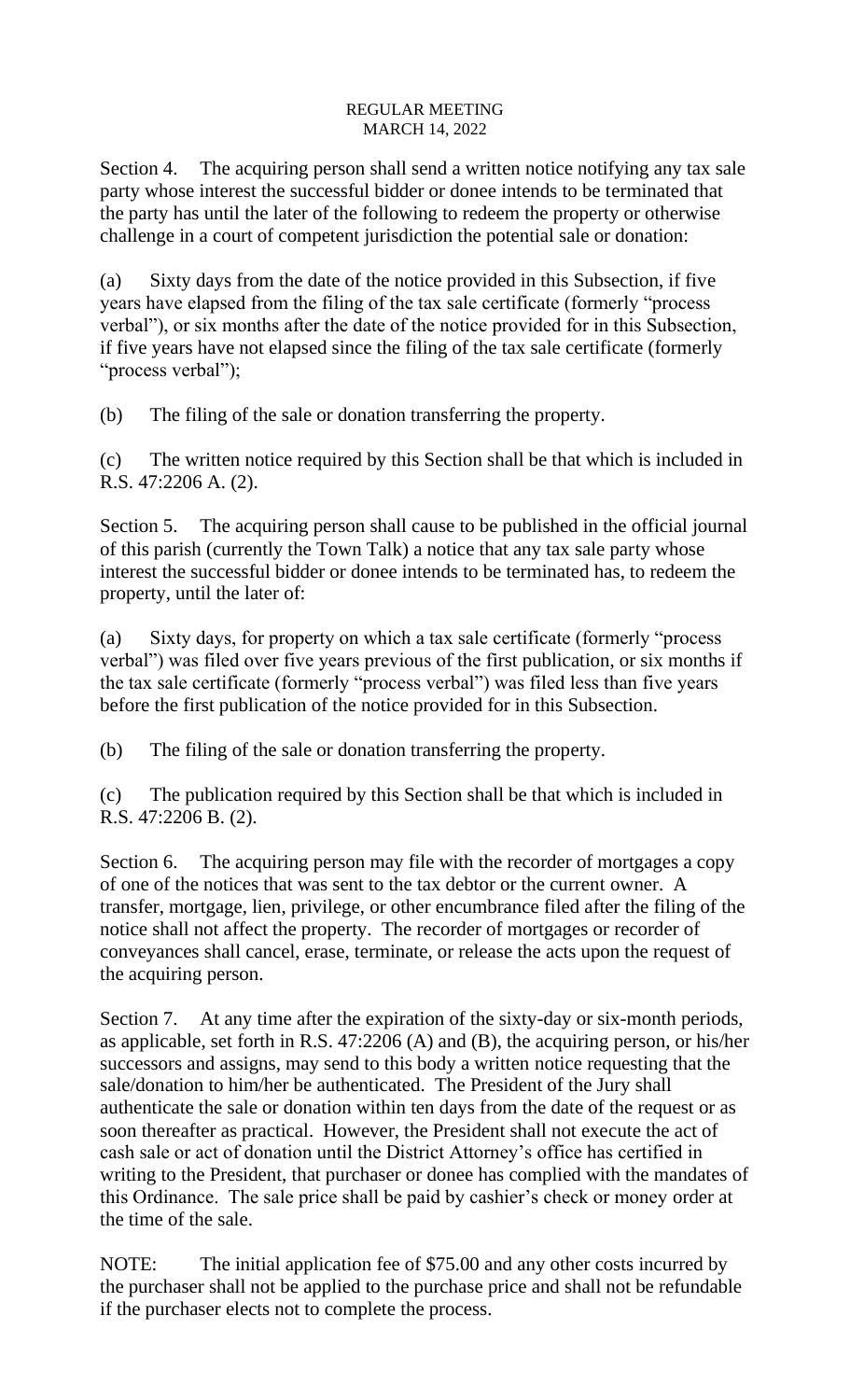Section 4. The acquiring person shall send a written notice notifying any tax sale party whose interest the successful bidder or donee intends to be terminated that the party has until the later of the following to redeem the property or otherwise challenge in a court of competent jurisdiction the potential sale or donation:

(a) Sixty days from the date of the notice provided in this Subsection, if five years have elapsed from the filing of the tax sale certificate (formerly "process verbal"), or six months after the date of the notice provided for in this Subsection, if five years have not elapsed since the filing of the tax sale certificate (formerly "process verbal");

(b) The filing of the sale or donation transferring the property.

(c) The written notice required by this Section shall be that which is included in R.S. 47:2206 A. (2).

Section 5. The acquiring person shall cause to be published in the official journal of this parish (currently the Town Talk) a notice that any tax sale party whose interest the successful bidder or donee intends to be terminated has, to redeem the property, until the later of:

(a) Sixty days, for property on which a tax sale certificate (formerly "process verbal") was filed over five years previous of the first publication, or six months if the tax sale certificate (formerly "process verbal") was filed less than five years before the first publication of the notice provided for in this Subsection.

(b) The filing of the sale or donation transferring the property.

(c) The publication required by this Section shall be that which is included in R.S. 47:2206 B. (2).

Section 6. The acquiring person may file with the recorder of mortgages a copy of one of the notices that was sent to the tax debtor or the current owner. A transfer, mortgage, lien, privilege, or other encumbrance filed after the filing of the notice shall not affect the property. The recorder of mortgages or recorder of conveyances shall cancel, erase, terminate, or release the acts upon the request of the acquiring person.

Section 7. At any time after the expiration of the sixty-day or six-month periods, as applicable, set forth in R.S. 47:2206 (A) and (B), the acquiring person, or his/her successors and assigns, may send to this body a written notice requesting that the sale/donation to him/her be authenticated. The President of the Jury shall authenticate the sale or donation within ten days from the date of the request or as soon thereafter as practical. However, the President shall not execute the act of cash sale or act of donation until the District Attorney's office has certified in writing to the President, that purchaser or donee has complied with the mandates of this Ordinance. The sale price shall be paid by cashier's check or money order at the time of the sale.

NOTE: The initial application fee of $75.00 and any other costs incurred by the purchaser shall not be applied to the purchase price and shall not be refundable if the purchaser elects not to complete the process.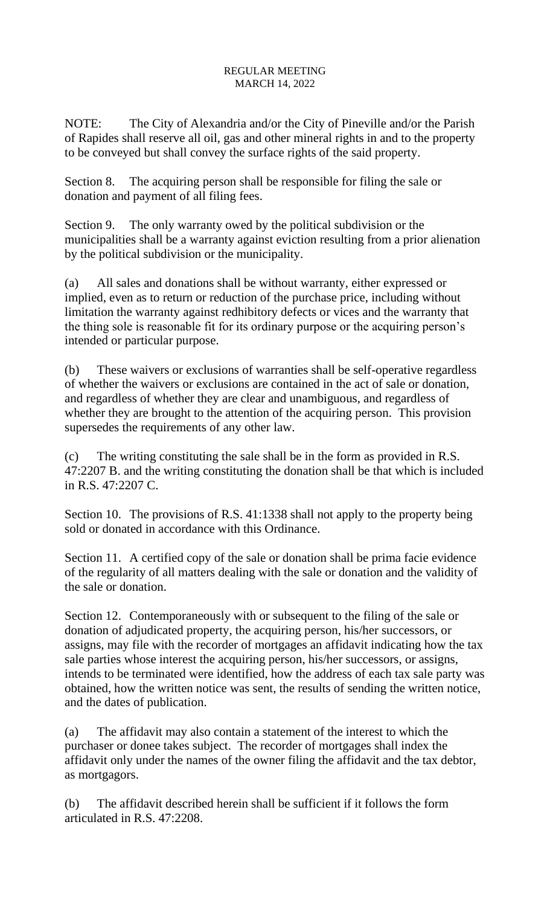NOTE: The City of Alexandria and/or the City of Pineville and/or the Parish of Rapides shall reserve all oil, gas and other mineral rights in and to the property to be conveyed but shall convey the surface rights of the said property.

Section 8. The acquiring person shall be responsible for filing the sale or donation and payment of all filing fees.

Section 9. The only warranty owed by the political subdivision or the municipalities shall be a warranty against eviction resulting from a prior alienation by the political subdivision or the municipality.

(a) All sales and donations shall be without warranty, either expressed or implied, even as to return or reduction of the purchase price, including without limitation the warranty against redhibitory defects or vices and the warranty that the thing sole is reasonable fit for its ordinary purpose or the acquiring person's intended or particular purpose.

(b) These waivers or exclusions of warranties shall be self-operative regardless of whether the waivers or exclusions are contained in the act of sale or donation, and regardless of whether they are clear and unambiguous, and regardless of whether they are brought to the attention of the acquiring person. This provision supersedes the requirements of any other law.

(c) The writing constituting the sale shall be in the form as provided in R.S. 47:2207 B. and the writing constituting the donation shall be that which is included in R.S. 47:2207 C.

Section 10. The provisions of R.S. 41:1338 shall not apply to the property being sold or donated in accordance with this Ordinance.

Section 11. A certified copy of the sale or donation shall be prima facie evidence of the regularity of all matters dealing with the sale or donation and the validity of the sale or donation.

Section 12. Contemporaneously with or subsequent to the filing of the sale or donation of adjudicated property, the acquiring person, his/her successors, or assigns, may file with the recorder of mortgages an affidavit indicating how the tax sale parties whose interest the acquiring person, his/her successors, or assigns, intends to be terminated were identified, how the address of each tax sale party was obtained, how the written notice was sent, the results of sending the written notice, and the dates of publication.

(a) The affidavit may also contain a statement of the interest to which the purchaser or donee takes subject. The recorder of mortgages shall index the affidavit only under the names of the owner filing the affidavit and the tax debtor, as mortgagors.

(b) The affidavit described herein shall be sufficient if it follows the form articulated in R.S. 47:2208.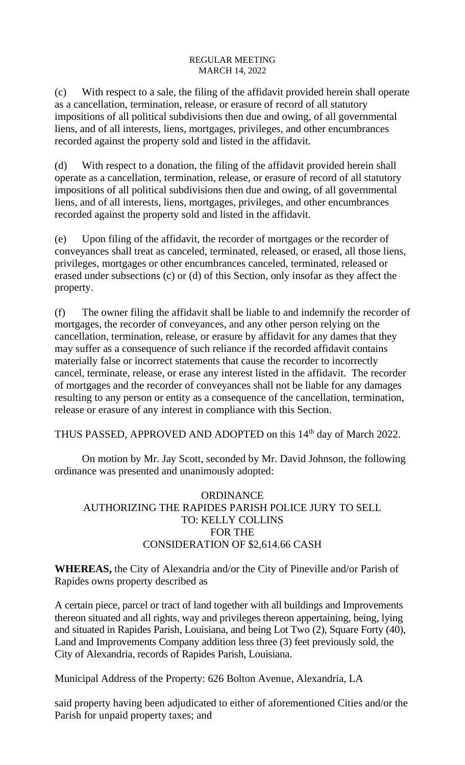(c) With respect to a sale, the filing of the affidavit provided herein shall operate as a cancellation, termination, release, or erasure of record of all statutory impositions of all political subdivisions then due and owing, of all governmental liens, and of all interests, liens, mortgages, privileges, and other encumbrances recorded against the property sold and listed in the affidavit.

(d) With respect to a donation, the filing of the affidavit provided herein shall operate as a cancellation, termination, release, or erasure of record of all statutory impositions of all political subdivisions then due and owing, of all governmental liens, and of all interests, liens, mortgages, privileges, and other encumbrances recorded against the property sold and listed in the affidavit.

(e) Upon filing of the affidavit, the recorder of mortgages or the recorder of conveyances shall treat as canceled, terminated, released, or erased, all those liens, privileges, mortgages or other encumbrances canceled, terminated, released or erased under subsections (c) or (d) of this Section, only insofar as they affect the property.

(f) The owner filing the affidavit shall be liable to and indemnify the recorder of mortgages, the recorder of conveyances, and any other person relying on the cancellation, termination, release, or erasure by affidavit for any dames that they may suffer as a consequence of such reliance if the recorded affidavit contains materially false or incorrect statements that cause the recorder to incorrectly cancel, terminate, release, or erase any interest listed in the affidavit. The recorder of mortgages and the recorder of conveyances shall not be liable for any damages resulting to any person or entity as a consequence of the cancellation, termination, release or erasure of any interest in compliance with this Section.

THUS PASSED, APPROVED AND ADOPTED on this 14th day of March 2022.

On motion by Mr. Jay Scott, seconded by Mr. David Johnson, the following ordinance was presented and unanimously adopted:

ORDINANCE
AUTHORIZING THE RAPIDES PARISH POLICE JURY TO SELL
TO: KELLY COLLINS
FOR THE
CONSIDERATION OF $2,614.66 CASH

**WHEREAS,** the City of Alexandria and/or the City of Pineville and/or Parish of Rapides owns property described as

A certain piece, parcel or tract of land together with all buildings and Improvements thereon situated and all rights, way and privileges thereon appertaining, being, lying and situated in Rapides Parish, Louisiana, and being Lot Two (2), Square Forty (40), Land and Improvements Company addition less three (3) feet previously sold, the City of Alexandria, records of Rapides Parish, Louisiana.

Municipal Address of the Property: 626 Bolton Avenue, Alexandria, LA

said property having been adjudicated to either of aforementioned Cities and/or the Parish for unpaid property taxes; and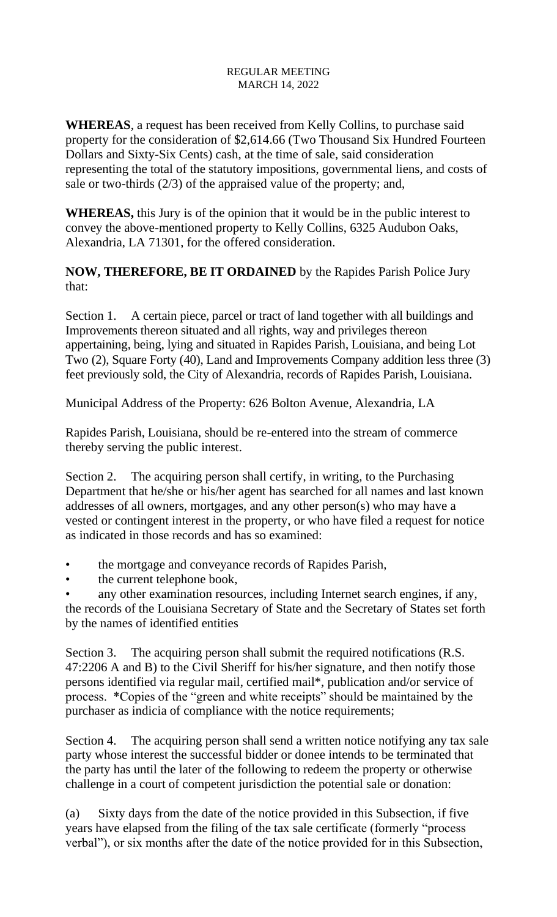REGULAR MEETING
MARCH 14, 2022

**WHEREAS**, a request has been received from Kelly Collins, to purchase said property for the consideration of $2,614.66 (Two Thousand Six Hundred Fourteen Dollars and Sixty-Six Cents) cash, at the time of sale, said consideration representing the total of the statutory impositions, governmental liens, and costs of sale or two-thirds (2/3) of the appraised value of the property; and,

**WHEREAS,** this Jury is of the opinion that it would be in the public interest to convey the above-mentioned property to Kelly Collins, 6325 Audubon Oaks, Alexandria, LA 71301, for the offered consideration.

**NOW, THEREFORE, BE IT ORDAINED** by the Rapides Parish Police Jury that:

Section 1. A certain piece, parcel or tract of land together with all buildings and Improvements thereon situated and all rights, way and privileges thereon appertaining, being, lying and situated in Rapides Parish, Louisiana, and being Lot Two (2), Square Forty (40), Land and Improvements Company addition less three (3) feet previously sold, the City of Alexandria, records of Rapides Parish, Louisiana.

Municipal Address of the Property: 626 Bolton Avenue, Alexandria, LA

Rapides Parish, Louisiana, should be re-entered into the stream of commerce thereby serving the public interest.

Section 2. The acquiring person shall certify, in writing, to the Purchasing Department that he/she or his/her agent has searched for all names and last known addresses of all owners, mortgages, and any other person(s) who may have a vested or contingent interest in the property, or who have filed a request for notice as indicated in those records and has so examined:

- the mortgage and conveyance records of Rapides Parish,
- the current telephone book,
- any other examination resources, including Internet search engines, if any, the records of the Louisiana Secretary of State and the Secretary of States set forth by the names of identified entities

Section 3. The acquiring person shall submit the required notifications (R.S. 47:2206 A and B) to the Civil Sheriff for his/her signature, and then notify those persons identified via regular mail, certified mail*, publication and/or service of process. *Copies of the "green and white receipts" should be maintained by the purchaser as indicia of compliance with the notice requirements;

Section 4. The acquiring person shall send a written notice notifying any tax sale party whose interest the successful bidder or donee intends to be terminated that the party has until the later of the following to redeem the property or otherwise challenge in a court of competent jurisdiction the potential sale or donation:

(a) Sixty days from the date of the notice provided in this Subsection, if five years have elapsed from the filing of the tax sale certificate (formerly "process verbal"), or six months after the date of the notice provided for in this Subsection,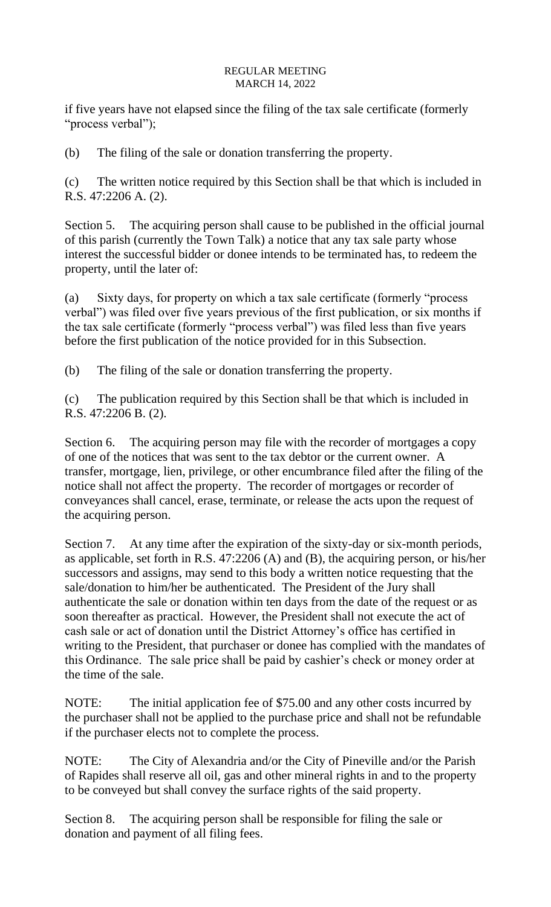if five years have not elapsed since the filing of the tax sale certificate (formerly "process verbal");

(b) The filing of the sale or donation transferring the property.

(c) The written notice required by this Section shall be that which is included in R.S. 47:2206 A. (2).

Section 5. The acquiring person shall cause to be published in the official journal of this parish (currently the Town Talk) a notice that any tax sale party whose interest the successful bidder or donee intends to be terminated has, to redeem the property, until the later of:

(a) Sixty days, for property on which a tax sale certificate (formerly "process verbal") was filed over five years previous of the first publication, or six months if the tax sale certificate (formerly "process verbal") was filed less than five years before the first publication of the notice provided for in this Subsection.

(b) The filing of the sale or donation transferring the property.

(c) The publication required by this Section shall be that which is included in R.S. 47:2206 B. (2).

Section 6. The acquiring person may file with the recorder of mortgages a copy of one of the notices that was sent to the tax debtor or the current owner. A transfer, mortgage, lien, privilege, or other encumbrance filed after the filing of the notice shall not affect the property. The recorder of mortgages or recorder of conveyances shall cancel, erase, terminate, or release the acts upon the request of the acquiring person.

Section 7. At any time after the expiration of the sixty-day or six-month periods, as applicable, set forth in R.S. 47:2206 (A) and (B), the acquiring person, or his/her successors and assigns, may send to this body a written notice requesting that the sale/donation to him/her be authenticated. The President of the Jury shall authenticate the sale or donation within ten days from the date of the request or as soon thereafter as practical. However, the President shall not execute the act of cash sale or act of donation until the District Attorney's office has certified in writing to the President, that purchaser or donee has complied with the mandates of this Ordinance. The sale price shall be paid by cashier's check or money order at the time of the sale.

NOTE: The initial application fee of $75.00 and any other costs incurred by the purchaser shall not be applied to the purchase price and shall not be refundable if the purchaser elects not to complete the process.

NOTE: The City of Alexandria and/or the City of Pineville and/or the Parish of Rapides shall reserve all oil, gas and other mineral rights in and to the property to be conveyed but shall convey the surface rights of the said property.

Section 8. The acquiring person shall be responsible for filing the sale or donation and payment of all filing fees.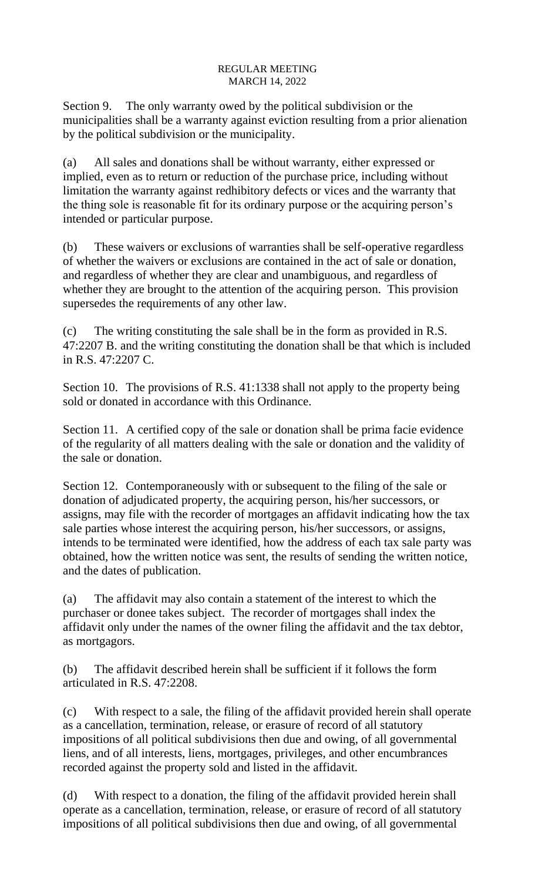Section 9. The only warranty owed by the political subdivision or the municipalities shall be a warranty against eviction resulting from a prior alienation by the political subdivision or the municipality.

(a) All sales and donations shall be without warranty, either expressed or implied, even as to return or reduction of the purchase price, including without limitation the warranty against redhibitory defects or vices and the warranty that the thing sole is reasonable fit for its ordinary purpose or the acquiring person's intended or particular purpose.

(b) These waivers or exclusions of warranties shall be self-operative regardless of whether the waivers or exclusions are contained in the act of sale or donation, and regardless of whether they are clear and unambiguous, and regardless of whether they are brought to the attention of the acquiring person. This provision supersedes the requirements of any other law.

(c) The writing constituting the sale shall be in the form as provided in R.S. 47:2207 B. and the writing constituting the donation shall be that which is included in R.S. 47:2207 C.

Section 10. The provisions of R.S. 41:1338 shall not apply to the property being sold or donated in accordance with this Ordinance.

Section 11. A certified copy of the sale or donation shall be prima facie evidence of the regularity of all matters dealing with the sale or donation and the validity of the sale or donation.

Section 12. Contemporaneously with or subsequent to the filing of the sale or donation of adjudicated property, the acquiring person, his/her successors, or assigns, may file with the recorder of mortgages an affidavit indicating how the tax sale parties whose interest the acquiring person, his/her successors, or assigns, intends to be terminated were identified, how the address of each tax sale party was obtained, how the written notice was sent, the results of sending the written notice, and the dates of publication.

(a) The affidavit may also contain a statement of the interest to which the purchaser or donee takes subject. The recorder of mortgages shall index the affidavit only under the names of the owner filing the affidavit and the tax debtor, as mortgagors.

(b) The affidavit described herein shall be sufficient if it follows the form articulated in R.S. 47:2208.

(c) With respect to a sale, the filing of the affidavit provided herein shall operate as a cancellation, termination, release, or erasure of record of all statutory impositions of all political subdivisions then due and owing, of all governmental liens, and of all interests, liens, mortgages, privileges, and other encumbrances recorded against the property sold and listed in the affidavit.

(d) With respect to a donation, the filing of the affidavit provided herein shall operate as a cancellation, termination, release, or erasure of record of all statutory impositions of all political subdivisions then due and owing, of all governmental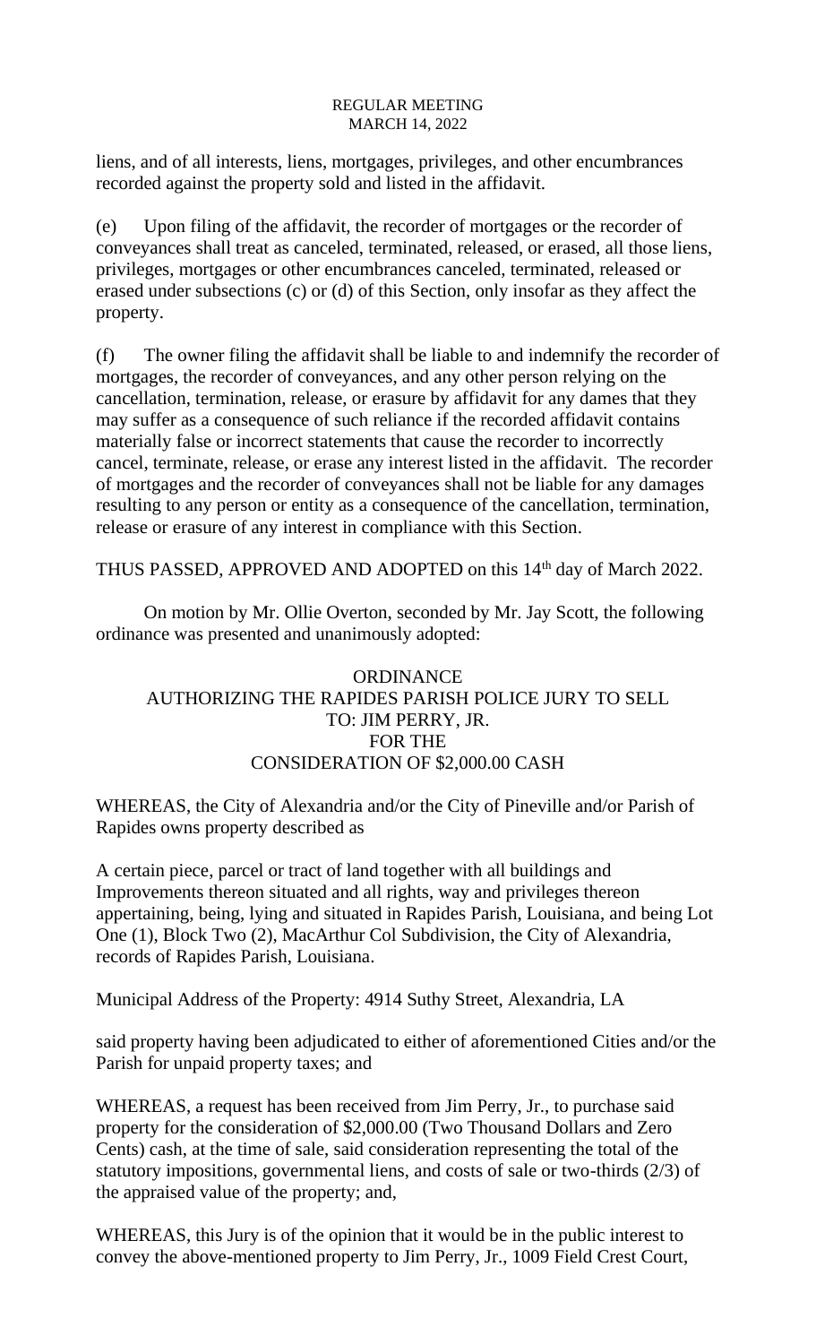liens, and of all interests, liens, mortgages, privileges, and other encumbrances recorded against the property sold and listed in the affidavit.

(e) Upon filing of the affidavit, the recorder of mortgages or the recorder of conveyances shall treat as canceled, terminated, released, or erased, all those liens, privileges, mortgages or other encumbrances canceled, terminated, released or erased under subsections (c) or (d) of this Section, only insofar as they affect the property.

(f) The owner filing the affidavit shall be liable to and indemnify the recorder of mortgages, the recorder of conveyances, and any other person relying on the cancellation, termination, release, or erasure by affidavit for any dames that they may suffer as a consequence of such reliance if the recorded affidavit contains materially false or incorrect statements that cause the recorder to incorrectly cancel, terminate, release, or erase any interest listed in the affidavit. The recorder of mortgages and the recorder of conveyances shall not be liable for any damages resulting to any person or entity as a consequence of the cancellation, termination, release or erasure of any interest in compliance with this Section.

THUS PASSED, APPROVED AND ADOPTED on this 14th day of March 2022.

On motion by Mr. Ollie Overton, seconded by Mr. Jay Scott, the following ordinance was presented and unanimously adopted:

ORDINANCE
AUTHORIZING THE RAPIDES PARISH POLICE JURY TO SELL
TO: JIM PERRY, JR.
FOR THE
CONSIDERATION OF $2,000.00 CASH

WHEREAS, the City of Alexandria and/or the City of Pineville and/or Parish of Rapides owns property described as

A certain piece, parcel or tract of land together with all buildings and Improvements thereon situated and all rights, way and privileges thereon appertaining, being, lying and situated in Rapides Parish, Louisiana, and being Lot One (1), Block Two (2), MacArthur Col Subdivision, the City of Alexandria, records of Rapides Parish, Louisiana.

Municipal Address of the Property: 4914 Suthy Street, Alexandria, LA

said property having been adjudicated to either of aforementioned Cities and/or the Parish for unpaid property taxes; and

WHEREAS, a request has been received from Jim Perry, Jr., to purchase said property for the consideration of $2,000.00 (Two Thousand Dollars and Zero Cents) cash, at the time of sale, said consideration representing the total of the statutory impositions, governmental liens, and costs of sale or two-thirds (2/3) of the appraised value of the property; and,

WHEREAS, this Jury is of the opinion that it would be in the public interest to convey the above-mentioned property to Jim Perry, Jr., 1009 Field Crest Court,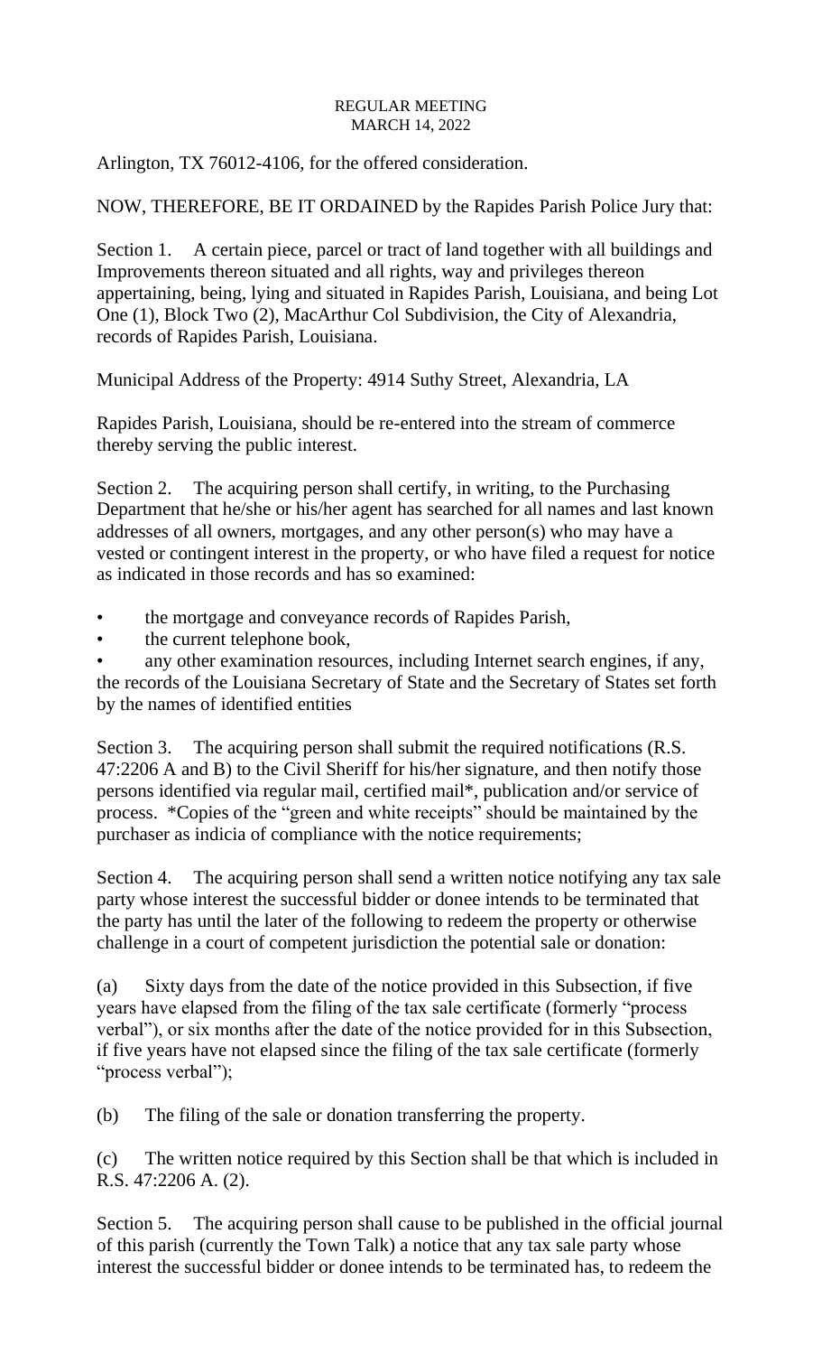Arlington, TX 76012-4106, for the offered consideration.

NOW, THEREFORE, BE IT ORDAINED by the Rapides Parish Police Jury that:

Section 1. A certain piece, parcel or tract of land together with all buildings and Improvements thereon situated and all rights, way and privileges thereon appertaining, being, lying and situated in Rapides Parish, Louisiana, and being Lot One (1), Block Two (2), MacArthur Col Subdivision, the City of Alexandria, records of Rapides Parish, Louisiana.

Municipal Address of the Property: 4914 Suthy Street, Alexandria, LA

Rapides Parish, Louisiana, should be re-entered into the stream of commerce thereby serving the public interest.

Section 2. The acquiring person shall certify, in writing, to the Purchasing Department that he/she or his/her agent has searched for all names and last known addresses of all owners, mortgages, and any other person(s) who may have a vested or contingent interest in the property, or who have filed a request for notice as indicated in those records and has so examined:

- the mortgage and conveyance records of Rapides Parish,
- the current telephone book,
- any other examination resources, including Internet search engines, if any, the records of the Louisiana Secretary of State and the Secretary of States set forth by the names of identified entities

Section 3. The acquiring person shall submit the required notifications (R.S. 47:2206 A and B) to the Civil Sheriff for his/her signature, and then notify those persons identified via regular mail, certified mail*, publication and/or service of process. *Copies of the "green and white receipts" should be maintained by the purchaser as indicia of compliance with the notice requirements;

Section 4. The acquiring person shall send a written notice notifying any tax sale party whose interest the successful bidder or donee intends to be terminated that the party has until the later of the following to redeem the property or otherwise challenge in a court of competent jurisdiction the potential sale or donation:

(a) Sixty days from the date of the notice provided in this Subsection, if five years have elapsed from the filing of the tax sale certificate (formerly "process verbal"), or six months after the date of the notice provided for in this Subsection, if five years have not elapsed since the filing of the tax sale certificate (formerly "process verbal");

(b) The filing of the sale or donation transferring the property.

(c) The written notice required by this Section shall be that which is included in R.S. 47:2206 A. (2).

Section 5. The acquiring person shall cause to be published in the official journal of this parish (currently the Town Talk) a notice that any tax sale party whose interest the successful bidder or donee intends to be terminated has, to redeem the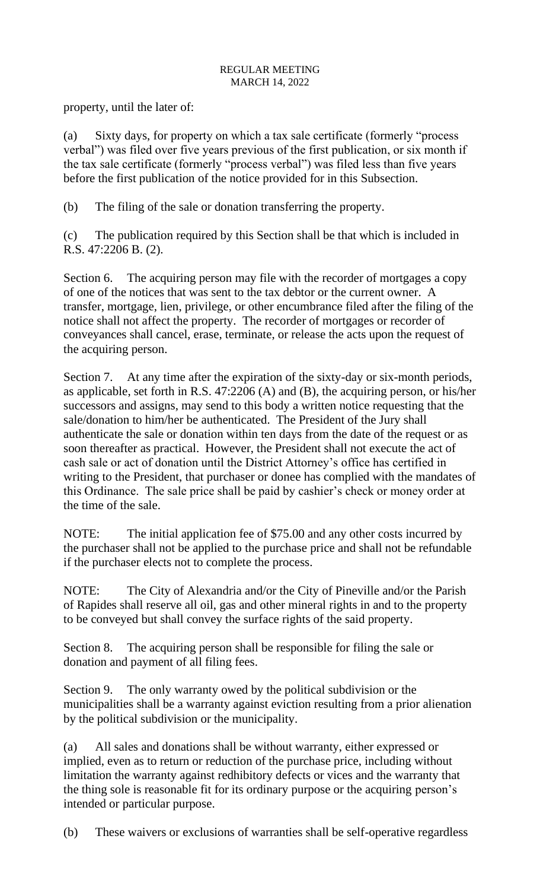property, until the later of:

(a) Sixty days, for property on which a tax sale certificate (formerly "process verbal") was filed over five years previous of the first publication, or six month if the tax sale certificate (formerly "process verbal") was filed less than five years before the first publication of the notice provided for in this Subsection.

(b) The filing of the sale or donation transferring the property.

(c) The publication required by this Section shall be that which is included in R.S. 47:2206 B. (2).

Section 6. The acquiring person may file with the recorder of mortgages a copy of one of the notices that was sent to the tax debtor or the current owner. A transfer, mortgage, lien, privilege, or other encumbrance filed after the filing of the notice shall not affect the property. The recorder of mortgages or recorder of conveyances shall cancel, erase, terminate, or release the acts upon the request of the acquiring person.

Section 7. At any time after the expiration of the sixty-day or six-month periods, as applicable, set forth in R.S. 47:2206 (A) and (B), the acquiring person, or his/her successors and assigns, may send to this body a written notice requesting that the sale/donation to him/her be authenticated. The President of the Jury shall authenticate the sale or donation within ten days from the date of the request or as soon thereafter as practical. However, the President shall not execute the act of cash sale or act of donation until the District Attorney's office has certified in writing to the President, that purchaser or donee has complied with the mandates of this Ordinance. The sale price shall be paid by cashier's check or money order at the time of the sale.

NOTE: The initial application fee of $75.00 and any other costs incurred by the purchaser shall not be applied to the purchase price and shall not be refundable if the purchaser elects not to complete the process.

NOTE: The City of Alexandria and/or the City of Pineville and/or the Parish of Rapides shall reserve all oil, gas and other mineral rights in and to the property to be conveyed but shall convey the surface rights of the said property.

Section 8. The acquiring person shall be responsible for filing the sale or donation and payment of all filing fees.

Section 9. The only warranty owed by the political subdivision or the municipalities shall be a warranty against eviction resulting from a prior alienation by the political subdivision or the municipality.

(a) All sales and donations shall be without warranty, either expressed or implied, even as to return or reduction of the purchase price, including without limitation the warranty against redhibitory defects or vices and the warranty that the thing sole is reasonable fit for its ordinary purpose or the acquiring person's intended or particular purpose.

(b) These waivers or exclusions of warranties shall be self-operative regardless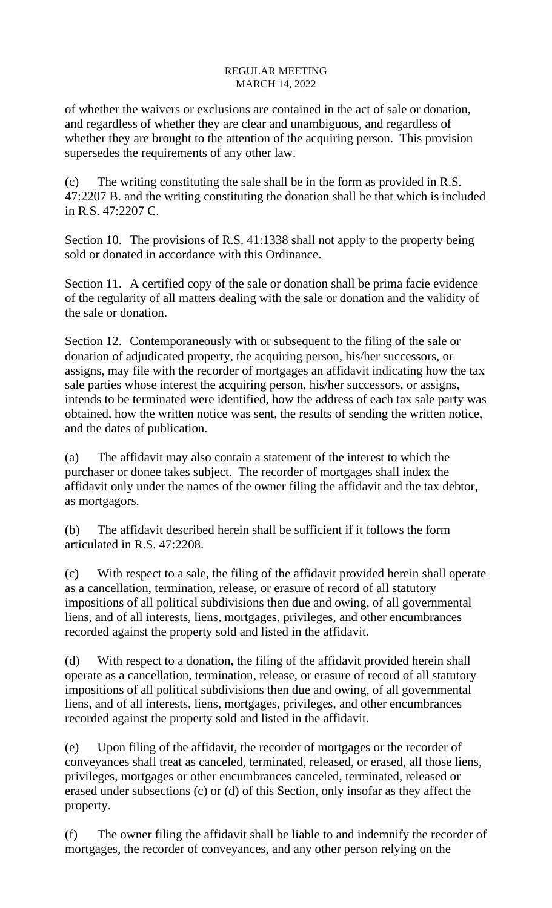of whether the waivers or exclusions are contained in the act of sale or donation, and regardless of whether they are clear and unambiguous, and regardless of whether they are brought to the attention of the acquiring person. This provision supersedes the requirements of any other law.

(c) The writing constituting the sale shall be in the form as provided in R.S. 47:2207 B. and the writing constituting the donation shall be that which is included in R.S. 47:2207 C.

Section 10. The provisions of R.S. 41:1338 shall not apply to the property being sold or donated in accordance with this Ordinance.

Section 11. A certified copy of the sale or donation shall be prima facie evidence of the regularity of all matters dealing with the sale or donation and the validity of the sale or donation.

Section 12. Contemporaneously with or subsequent to the filing of the sale or donation of adjudicated property, the acquiring person, his/her successors, or assigns, may file with the recorder of mortgages an affidavit indicating how the tax sale parties whose interest the acquiring person, his/her successors, or assigns, intends to be terminated were identified, how the address of each tax sale party was obtained, how the written notice was sent, the results of sending the written notice, and the dates of publication.

(a) The affidavit may also contain a statement of the interest to which the purchaser or donee takes subject. The recorder of mortgages shall index the affidavit only under the names of the owner filing the affidavit and the tax debtor, as mortgagors.

(b) The affidavit described herein shall be sufficient if it follows the form articulated in R.S. 47:2208.

(c) With respect to a sale, the filing of the affidavit provided herein shall operate as a cancellation, termination, release, or erasure of record of all statutory impositions of all political subdivisions then due and owing, of all governmental liens, and of all interests, liens, mortgages, privileges, and other encumbrances recorded against the property sold and listed in the affidavit.

(d) With respect to a donation, the filing of the affidavit provided herein shall operate as a cancellation, termination, release, or erasure of record of all statutory impositions of all political subdivisions then due and owing, of all governmental liens, and of all interests, liens, mortgages, privileges, and other encumbrances recorded against the property sold and listed in the affidavit.

(e) Upon filing of the affidavit, the recorder of mortgages or the recorder of conveyances shall treat as canceled, terminated, released, or erased, all those liens, privileges, mortgages or other encumbrances canceled, terminated, released or erased under subsections (c) or (d) of this Section, only insofar as they affect the property.

(f) The owner filing the affidavit shall be liable to and indemnify the recorder of mortgages, the recorder of conveyances, and any other person relying on the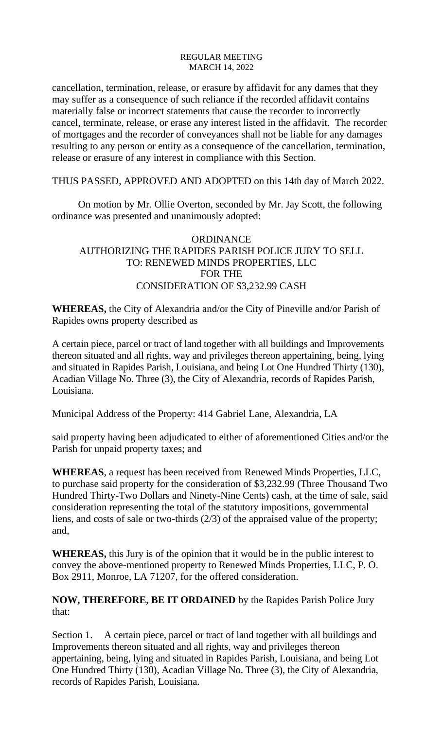cancellation, termination, release, or erasure by affidavit for any dames that they may suffer as a consequence of such reliance if the recorded affidavit contains materially false or incorrect statements that cause the recorder to incorrectly cancel, terminate, release, or erase any interest listed in the affidavit. The recorder of mortgages and the recorder of conveyances shall not be liable for any damages resulting to any person or entity as a consequence of the cancellation, termination, release or erasure of any interest in compliance with this Section.

THUS PASSED, APPROVED AND ADOPTED on this 14th day of March 2022.

On motion by Mr. Ollie Overton, seconded by Mr. Jay Scott, the following ordinance was presented and unanimously adopted:

ORDINANCE
AUTHORIZING THE RAPIDES PARISH POLICE JURY TO SELL
TO: RENEWED MINDS PROPERTIES, LLC
FOR THE
CONSIDERATION OF $3,232.99 CASH

**WHEREAS,** the City of Alexandria and/or the City of Pineville and/or Parish of Rapides owns property described as

A certain piece, parcel or tract of land together with all buildings and Improvements thereon situated and all rights, way and privileges thereon appertaining, being, lying and situated in Rapides Parish, Louisiana, and being Lot One Hundred Thirty (130), Acadian Village No. Three (3), the City of Alexandria, records of Rapides Parish, Louisiana.

Municipal Address of the Property: 414 Gabriel Lane, Alexandria, LA

said property having been adjudicated to either of aforementioned Cities and/or the Parish for unpaid property taxes; and

**WHEREAS**, a request has been received from Renewed Minds Properties, LLC, to purchase said property for the consideration of $3,232.99 (Three Thousand Two Hundred Thirty-Two Dollars and Ninety-Nine Cents) cash, at the time of sale, said consideration representing the total of the statutory impositions, governmental liens, and costs of sale or two-thirds (2/3) of the appraised value of the property; and,

**WHEREAS,** this Jury is of the opinion that it would be in the public interest to convey the above-mentioned property to Renewed Minds Properties, LLC, P. O. Box 2911, Monroe, LA 71207, for the offered consideration.

**NOW, THEREFORE, BE IT ORDAINED** by the Rapides Parish Police Jury that:

Section 1. A certain piece, parcel or tract of land together with all buildings and Improvements thereon situated and all rights, way and privileges thereon appertaining, being, lying and situated in Rapides Parish, Louisiana, and being Lot One Hundred Thirty (130), Acadian Village No. Three (3), the City of Alexandria, records of Rapides Parish, Louisiana.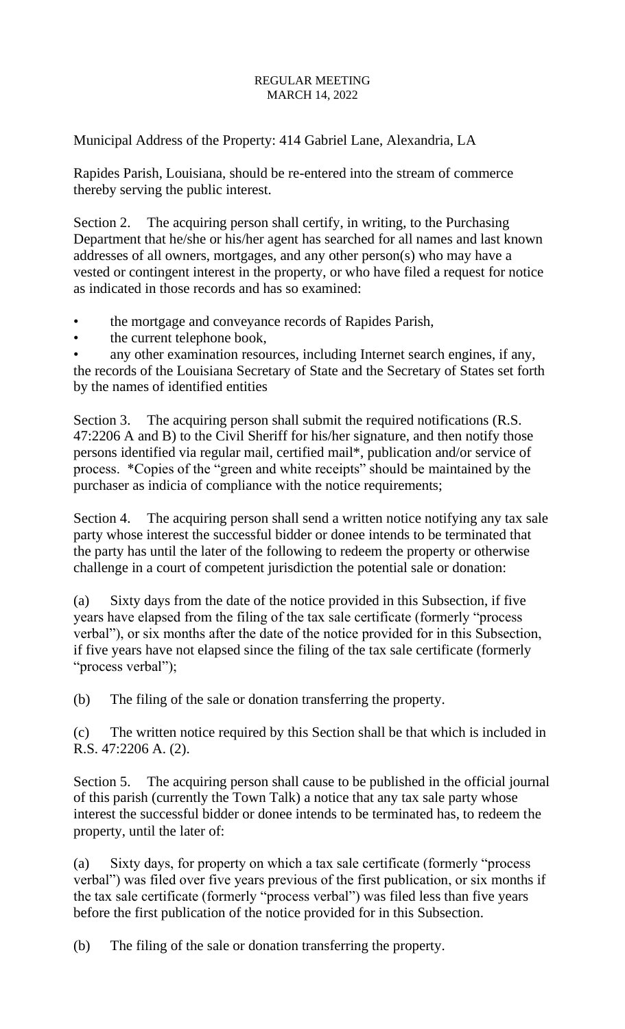Municipal Address of the Property: 414 Gabriel Lane, Alexandria, LA

Rapides Parish, Louisiana, should be re-entered into the stream of commerce thereby serving the public interest.

Section 2. The acquiring person shall certify, in writing, to the Purchasing Department that he/she or his/her agent has searched for all names and last known addresses of all owners, mortgages, and any other person(s) who may have a vested or contingent interest in the property, or who have filed a request for notice as indicated in those records and has so examined:

- the mortgage and conveyance records of Rapides Parish,
- the current telephone book,
- any other examination resources, including Internet search engines, if any, the records of the Louisiana Secretary of State and the Secretary of States set forth by the names of identified entities

Section 3. The acquiring person shall submit the required notifications (R.S. 47:2206 A and B) to the Civil Sheriff for his/her signature, and then notify those persons identified via regular mail, certified mail*, publication and/or service of process. *Copies of the "green and white receipts" should be maintained by the purchaser as indicia of compliance with the notice requirements;

Section 4. The acquiring person shall send a written notice notifying any tax sale party whose interest the successful bidder or donee intends to be terminated that the party has until the later of the following to redeem the property or otherwise challenge in a court of competent jurisdiction the potential sale or donation:

(a) Sixty days from the date of the notice provided in this Subsection, if five years have elapsed from the filing of the tax sale certificate (formerly "process verbal"), or six months after the date of the notice provided for in this Subsection, if five years have not elapsed since the filing of the tax sale certificate (formerly "process verbal");

(b) The filing of the sale or donation transferring the property.

(c) The written notice required by this Section shall be that which is included in R.S. 47:2206 A. (2).

Section 5. The acquiring person shall cause to be published in the official journal of this parish (currently the Town Talk) a notice that any tax sale party whose interest the successful bidder or donee intends to be terminated has, to redeem the property, until the later of:

(a) Sixty days, for property on which a tax sale certificate (formerly "process verbal") was filed over five years previous of the first publication, or six months if the tax sale certificate (formerly "process verbal") was filed less than five years before the first publication of the notice provided for in this Subsection.

(b) The filing of the sale or donation transferring the property.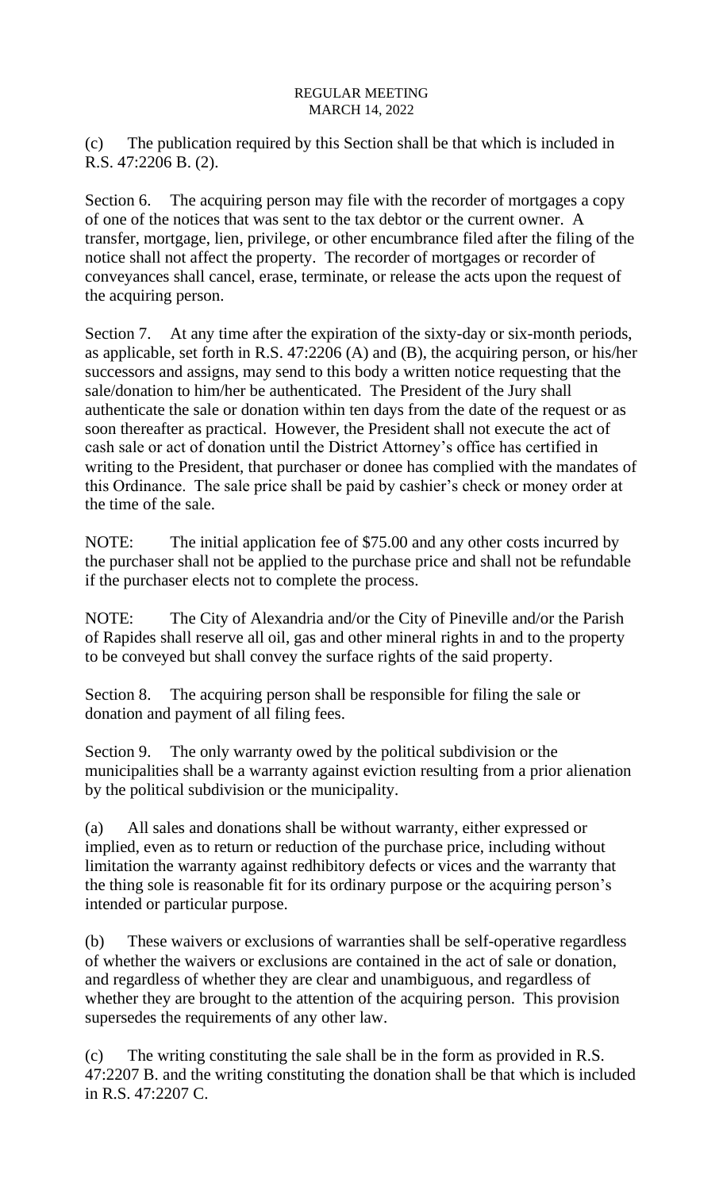(c) The publication required by this Section shall be that which is included in R.S. 47:2206 B. (2).

Section 6. The acquiring person may file with the recorder of mortgages a copy of one of the notices that was sent to the tax debtor or the current owner. A transfer, mortgage, lien, privilege, or other encumbrance filed after the filing of the notice shall not affect the property. The recorder of mortgages or recorder of conveyances shall cancel, erase, terminate, or release the acts upon the request of the acquiring person.

Section 7. At any time after the expiration of the sixty-day or six-month periods, as applicable, set forth in R.S. 47:2206 (A) and (B), the acquiring person, or his/her successors and assigns, may send to this body a written notice requesting that the sale/donation to him/her be authenticated. The President of the Jury shall authenticate the sale or donation within ten days from the date of the request or as soon thereafter as practical. However, the President shall not execute the act of cash sale or act of donation until the District Attorney's office has certified in writing to the President, that purchaser or donee has complied with the mandates of this Ordinance. The sale price shall be paid by cashier's check or money order at the time of the sale.

NOTE: The initial application fee of $75.00 and any other costs incurred by the purchaser shall not be applied to the purchase price and shall not be refundable if the purchaser elects not to complete the process.

NOTE: The City of Alexandria and/or the City of Pineville and/or the Parish of Rapides shall reserve all oil, gas and other mineral rights in and to the property to be conveyed but shall convey the surface rights of the said property.

Section 8. The acquiring person shall be responsible for filing the sale or donation and payment of all filing fees.

Section 9. The only warranty owed by the political subdivision or the municipalities shall be a warranty against eviction resulting from a prior alienation by the political subdivision or the municipality.

(a) All sales and donations shall be without warranty, either expressed or implied, even as to return or reduction of the purchase price, including without limitation the warranty against redhibitory defects or vices and the warranty that the thing sole is reasonable fit for its ordinary purpose or the acquiring person's intended or particular purpose.

(b) These waivers or exclusions of warranties shall be self-operative regardless of whether the waivers or exclusions are contained in the act of sale or donation, and regardless of whether they are clear and unambiguous, and regardless of whether they are brought to the attention of the acquiring person. This provision supersedes the requirements of any other law.

(c) The writing constituting the sale shall be in the form as provided in R.S. 47:2207 B. and the writing constituting the donation shall be that which is included in R.S. 47:2207 C.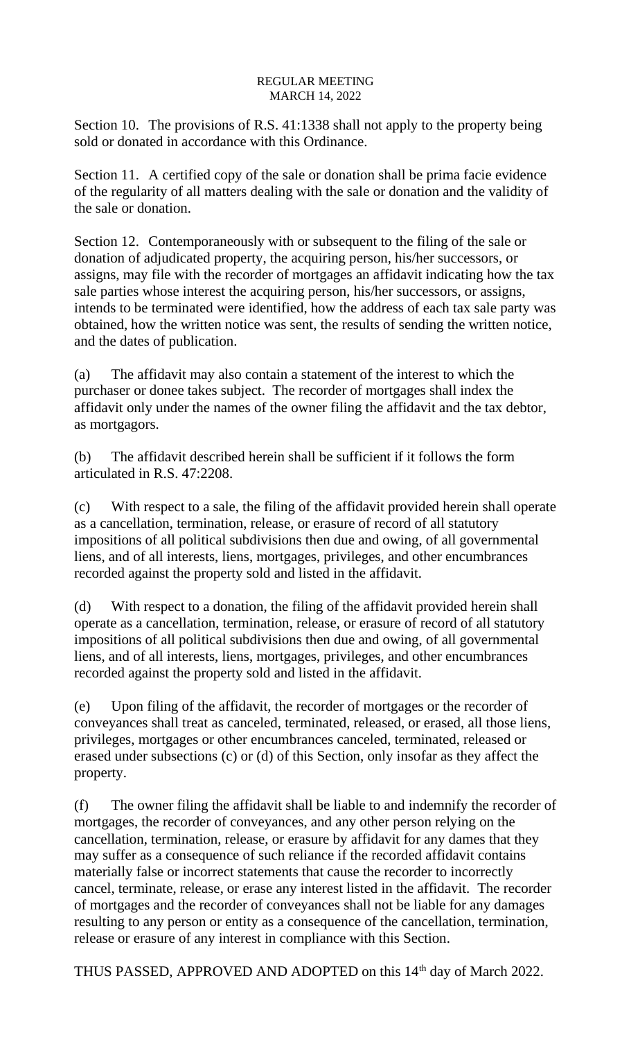Section 10. The provisions of R.S. 41:1338 shall not apply to the property being sold or donated in accordance with this Ordinance.

Section 11. A certified copy of the sale or donation shall be prima facie evidence of the regularity of all matters dealing with the sale or donation and the validity of the sale or donation.

Section 12. Contemporaneously with or subsequent to the filing of the sale or donation of adjudicated property, the acquiring person, his/her successors, or assigns, may file with the recorder of mortgages an affidavit indicating how the tax sale parties whose interest the acquiring person, his/her successors, or assigns, intends to be terminated were identified, how the address of each tax sale party was obtained, how the written notice was sent, the results of sending the written notice, and the dates of publication.

(a) The affidavit may also contain a statement of the interest to which the purchaser or donee takes subject. The recorder of mortgages shall index the affidavit only under the names of the owner filing the affidavit and the tax debtor, as mortgagors.

(b) The affidavit described herein shall be sufficient if it follows the form articulated in R.S. 47:2208.

(c) With respect to a sale, the filing of the affidavit provided herein shall operate as a cancellation, termination, release, or erasure of record of all statutory impositions of all political subdivisions then due and owing, of all governmental liens, and of all interests, liens, mortgages, privileges, and other encumbrances recorded against the property sold and listed in the affidavit.

(d) With respect to a donation, the filing of the affidavit provided herein shall operate as a cancellation, termination, release, or erasure of record of all statutory impositions of all political subdivisions then due and owing, of all governmental liens, and of all interests, liens, mortgages, privileges, and other encumbrances recorded against the property sold and listed in the affidavit.

(e) Upon filing of the affidavit, the recorder of mortgages or the recorder of conveyances shall treat as canceled, terminated, released, or erased, all those liens, privileges, mortgages or other encumbrances canceled, terminated, released or erased under subsections (c) or (d) of this Section, only insofar as they affect the property.

(f) The owner filing the affidavit shall be liable to and indemnify the recorder of mortgages, the recorder of conveyances, and any other person relying on the cancellation, termination, release, or erasure by affidavit for any dames that they may suffer as a consequence of such reliance if the recorded affidavit contains materially false or incorrect statements that cause the recorder to incorrectly cancel, terminate, release, or erase any interest listed in the affidavit. The recorder of mortgages and the recorder of conveyances shall not be liable for any damages resulting to any person or entity as a consequence of the cancellation, termination, release or erasure of any interest in compliance with this Section.

THUS PASSED, APPROVED AND ADOPTED on this 14th day of March 2022.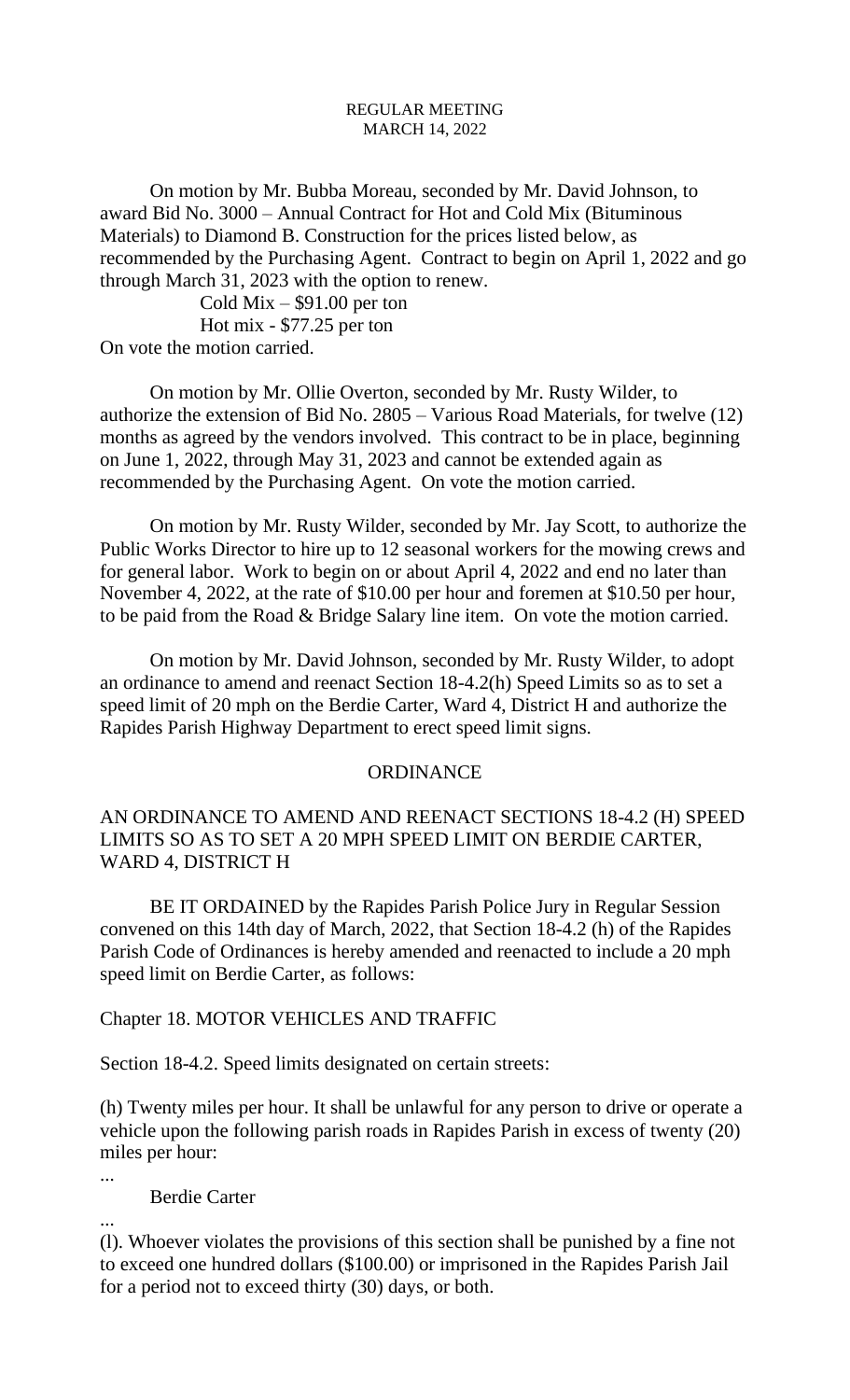REGULAR MEETING
MARCH 14, 2022

On motion by Mr. Bubba Moreau, seconded by Mr. David Johnson, to award Bid No. 3000 – Annual Contract for Hot and Cold Mix (Bituminous Materials) to Diamond B. Construction for the prices listed below, as recommended by the Purchasing Agent. Contract to begin on April 1, 2022 and go through March 31, 2023 with the option to renew.

Cold Mix – $91.00 per ton
Hot mix - $77.25 per ton

On vote the motion carried.

On motion by Mr. Ollie Overton, seconded by Mr. Rusty Wilder, to authorize the extension of Bid No. 2805 – Various Road Materials, for twelve (12) months as agreed by the vendors involved. This contract to be in place, beginning on June 1, 2022, through May 31, 2023 and cannot be extended again as recommended by the Purchasing Agent. On vote the motion carried.

On motion by Mr. Rusty Wilder, seconded by Mr. Jay Scott, to authorize the Public Works Director to hire up to 12 seasonal workers for the mowing crews and for general labor. Work to begin on or about April 4, 2022 and end no later than November 4, 2022, at the rate of $10.00 per hour and foremen at $10.50 per hour, to be paid from the Road & Bridge Salary line item. On vote the motion carried.

On motion by Mr. David Johnson, seconded by Mr. Rusty Wilder, to adopt an ordinance to amend and reenact Section 18-4.2(h) Speed Limits so as to set a speed limit of 20 mph on the Berdie Carter, Ward 4, District H and authorize the Rapides Parish Highway Department to erect speed limit signs.

ORDINANCE

AN ORDINANCE TO AMEND AND REENACT SECTIONS 18-4.2 (H) SPEED LIMITS SO AS TO SET A 20 MPH SPEED LIMIT ON BERDIE CARTER, WARD 4, DISTRICT H

BE IT ORDAINED by the Rapides Parish Police Jury in Regular Session convened on this 14th day of March, 2022, that Section 18-4.2 (h) of the Rapides Parish Code of Ordinances is hereby amended and reenacted to include a 20 mph speed limit on Berdie Carter, as follows:

Chapter 18. MOTOR VEHICLES AND TRAFFIC

Section 18-4.2. Speed limits designated on certain streets:

(h) Twenty miles per hour. It shall be unlawful for any person to drive or operate a vehicle upon the following parish roads in Rapides Parish in excess of twenty (20) miles per hour:

...

Berdie Carter

...

(l). Whoever violates the provisions of this section shall be punished by a fine not to exceed one hundred dollars ($100.00) or imprisoned in the Rapides Parish Jail for a period not to exceed thirty (30) days, or both.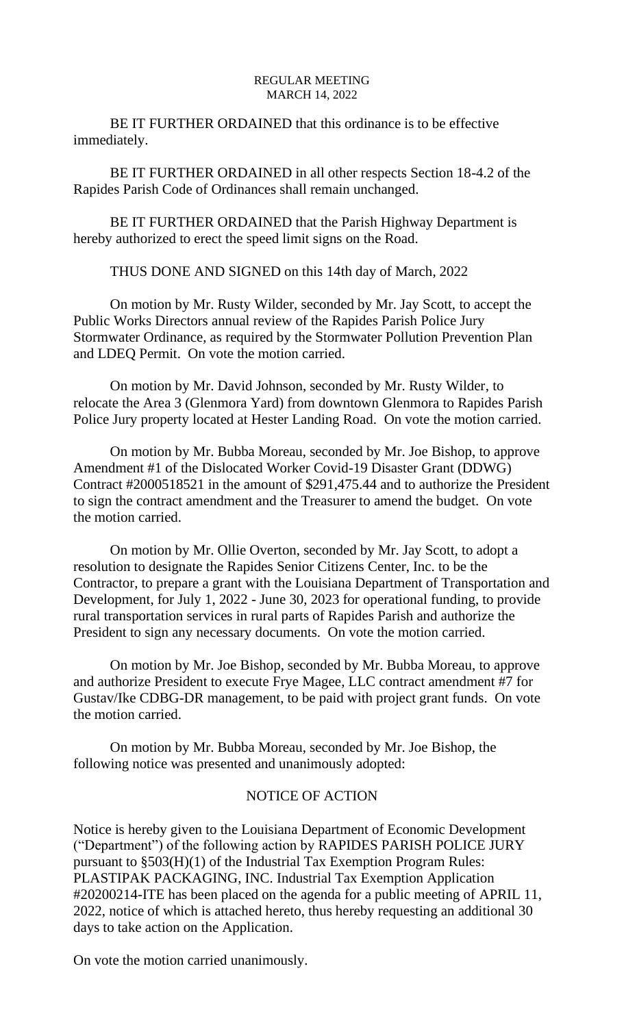BE IT FURTHER ORDAINED that this ordinance is to be effective immediately.

BE IT FURTHER ORDAINED in all other respects Section 18-4.2 of the Rapides Parish Code of Ordinances shall remain unchanged.

BE IT FURTHER ORDAINED that the Parish Highway Department is hereby authorized to erect the speed limit signs on the Road.

THUS DONE AND SIGNED on this 14th day of March, 2022

On motion by Mr. Rusty Wilder, seconded by Mr. Jay Scott, to accept the Public Works Directors annual review of the Rapides Parish Police Jury Stormwater Ordinance, as required by the Stormwater Pollution Prevention Plan and LDEQ Permit. On vote the motion carried.

On motion by Mr. David Johnson, seconded by Mr. Rusty Wilder, to relocate the Area 3 (Glenmora Yard) from downtown Glenmora to Rapides Parish Police Jury property located at Hester Landing Road. On vote the motion carried.

On motion by Mr. Bubba Moreau, seconded by Mr. Joe Bishop, to approve Amendment #1 of the Dislocated Worker Covid-19 Disaster Grant (DDWG) Contract #2000518521 in the amount of $291,475.44 and to authorize the President to sign the contract amendment and the Treasurer to amend the budget. On vote the motion carried.

On motion by Mr. Ollie Overton, seconded by Mr. Jay Scott, to adopt a resolution to designate the Rapides Senior Citizens Center, Inc. to be the Contractor, to prepare a grant with the Louisiana Department of Transportation and Development, for July 1, 2022 - June 30, 2023 for operational funding, to provide rural transportation services in rural parts of Rapides Parish and authorize the President to sign any necessary documents. On vote the motion carried.

On motion by Mr. Joe Bishop, seconded by Mr. Bubba Moreau, to approve and authorize President to execute Frye Magee, LLC contract amendment #7 for Gustav/Ike CDBG-DR management, to be paid with project grant funds. On vote the motion carried.

On motion by Mr. Bubba Moreau, seconded by Mr. Joe Bishop, the following notice was presented and unanimously adopted:

## NOTICE OF ACTION

Notice is hereby given to the Louisiana Department of Economic Development ("Department") of the following action by RAPIDES PARISH POLICE JURY pursuant to §503(H)(1) of the Industrial Tax Exemption Program Rules: PLASTIPAK PACKAGING, INC. Industrial Tax Exemption Application #20200214-ITE has been placed on the agenda for a public meeting of APRIL 11, 2022, notice of which is attached hereto, thus hereby requesting an additional 30 days to take action on the Application.

On vote the motion carried unanimously.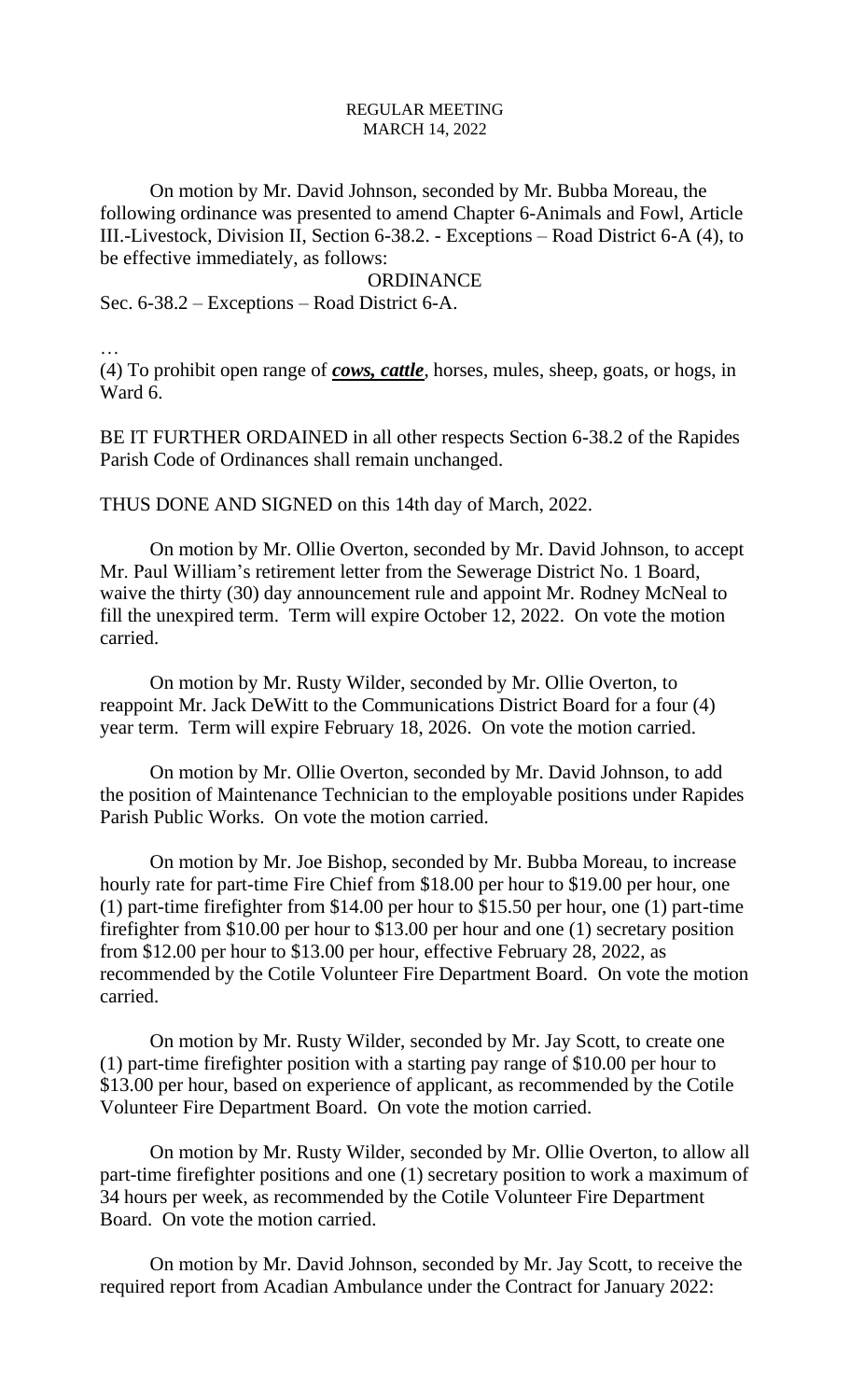REGULAR MEETING
MARCH 14, 2022

On motion by Mr. David Johnson, seconded by Mr. Bubba Moreau, the following ordinance was presented to amend Chapter 6-Animals and Fowl, Article III.-Livestock, Division II, Section 6-38.2. - Exceptions – Road District 6-A (4), to be effective immediately, as follows:

ORDINANCE

Sec. 6-38.2 – Exceptions – Road District 6-A.

…

(4) To prohibit open range of ***cows, cattle***, horses, mules, sheep, goats, or hogs, in Ward 6.

BE IT FURTHER ORDAINED in all other respects Section 6-38.2 of the Rapides Parish Code of Ordinances shall remain unchanged.

THUS DONE AND SIGNED on this 14th day of March, 2022.

On motion by Mr. Ollie Overton, seconded by Mr. David Johnson, to accept Mr. Paul William's retirement letter from the Sewerage District No. 1 Board, waive the thirty (30) day announcement rule and appoint Mr. Rodney McNeal to fill the unexpired term. Term will expire October 12, 2022. On vote the motion carried.

On motion by Mr. Rusty Wilder, seconded by Mr. Ollie Overton, to reappoint Mr. Jack DeWitt to the Communications District Board for a four (4) year term. Term will expire February 18, 2026. On vote the motion carried.

On motion by Mr. Ollie Overton, seconded by Mr. David Johnson, to add the position of Maintenance Technician to the employable positions under Rapides Parish Public Works. On vote the motion carried.

On motion by Mr. Joe Bishop, seconded by Mr. Bubba Moreau, to increase hourly rate for part-time Fire Chief from $18.00 per hour to $19.00 per hour, one (1) part-time firefighter from $14.00 per hour to $15.50 per hour, one (1) part-time firefighter from $10.00 per hour to $13.00 per hour and one (1) secretary position from $12.00 per hour to $13.00 per hour, effective February 28, 2022, as recommended by the Cotile Volunteer Fire Department Board. On vote the motion carried.

On motion by Mr. Rusty Wilder, seconded by Mr. Jay Scott, to create one (1) part-time firefighter position with a starting pay range of $10.00 per hour to $13.00 per hour, based on experience of applicant, as recommended by the Cotile Volunteer Fire Department Board. On vote the motion carried.

On motion by Mr. Rusty Wilder, seconded by Mr. Ollie Overton, to allow all part-time firefighter positions and one (1) secretary position to work a maximum of 34 hours per week, as recommended by the Cotile Volunteer Fire Department Board. On vote the motion carried.

On motion by Mr. David Johnson, seconded by Mr. Jay Scott, to receive the required report from Acadian Ambulance under the Contract for January 2022: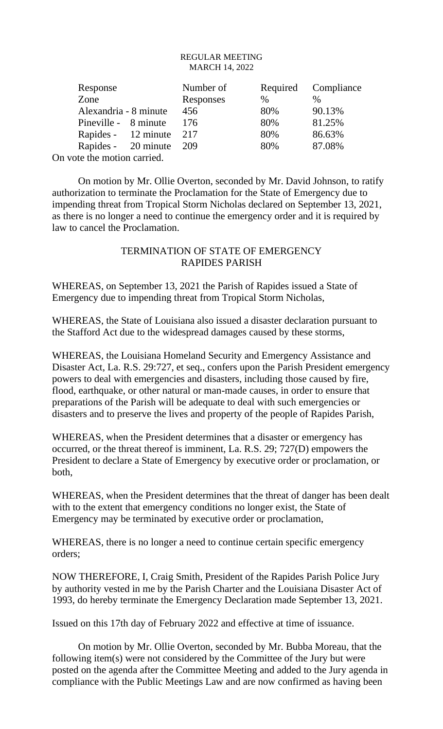REGULAR MEETING
MARCH 14, 2022

| Response Zone | Number of Responses | Required % | Compliance % |
|---|---|---|---|
| Alexandria - 8 minute | 456 | 80% | 90.13% |
| Pineville - 8 minute | 176 | 80% | 81.25% |
| Rapides - 12 minute | 217 | 80% | 86.63% |
| Rapides - 20 minute | 209 | 80% | 87.08% |

On vote the motion carried.

On motion by Mr. Ollie Overton, seconded by Mr. David Johnson, to ratify authorization to terminate the Proclamation for the State of Emergency due to impending threat from Tropical Storm Nicholas declared on September 13, 2021, as there is no longer a need to continue the emergency order and it is required by law to cancel the Proclamation.

TERMINATION OF STATE OF EMERGENCY
RAPIDES PARISH

WHEREAS, on September 13, 2021 the Parish of Rapides issued a State of Emergency due to impending threat from Tropical Storm Nicholas,

WHEREAS, the State of Louisiana also issued a disaster declaration pursuant to the Stafford Act due to the widespread damages caused by these storms,

WHEREAS, the Louisiana Homeland Security and Emergency Assistance and Disaster Act, La. R.S. 29:727, et seq., confers upon the Parish President emergency powers to deal with emergencies and disasters, including those caused by fire, flood, earthquake, or other natural or man-made causes, in order to ensure that preparations of the Parish will be adequate to deal with such emergencies or disasters and to preserve the lives and property of the people of Rapides Parish,

WHEREAS, when the President determines that a disaster or emergency has occurred, or the threat thereof is imminent, La. R.S. 29; 727(D) empowers the President to declare a State of Emergency by executive order or proclamation, or both,

WHEREAS, when the President determines that the threat of danger has been dealt with to the extent that emergency conditions no longer exist, the State of Emergency may be terminated by executive order or proclamation,

WHEREAS, there is no longer a need to continue certain specific emergency orders;

NOW THEREFORE, I, Craig Smith, President of the Rapides Parish Police Jury by authority vested in me by the Parish Charter and the Louisiana Disaster Act of 1993, do hereby terminate the Emergency Declaration made September 13, 2021.

Issued on this 17th day of February 2022 and effective at time of issuance.

On motion by Mr. Ollie Overton, seconded by Mr. Bubba Moreau, that the following item(s) were not considered by the Committee of the Jury but were posted on the agenda after the Committee Meeting and added to the Jury agenda in compliance with the Public Meetings Law and are now confirmed as having been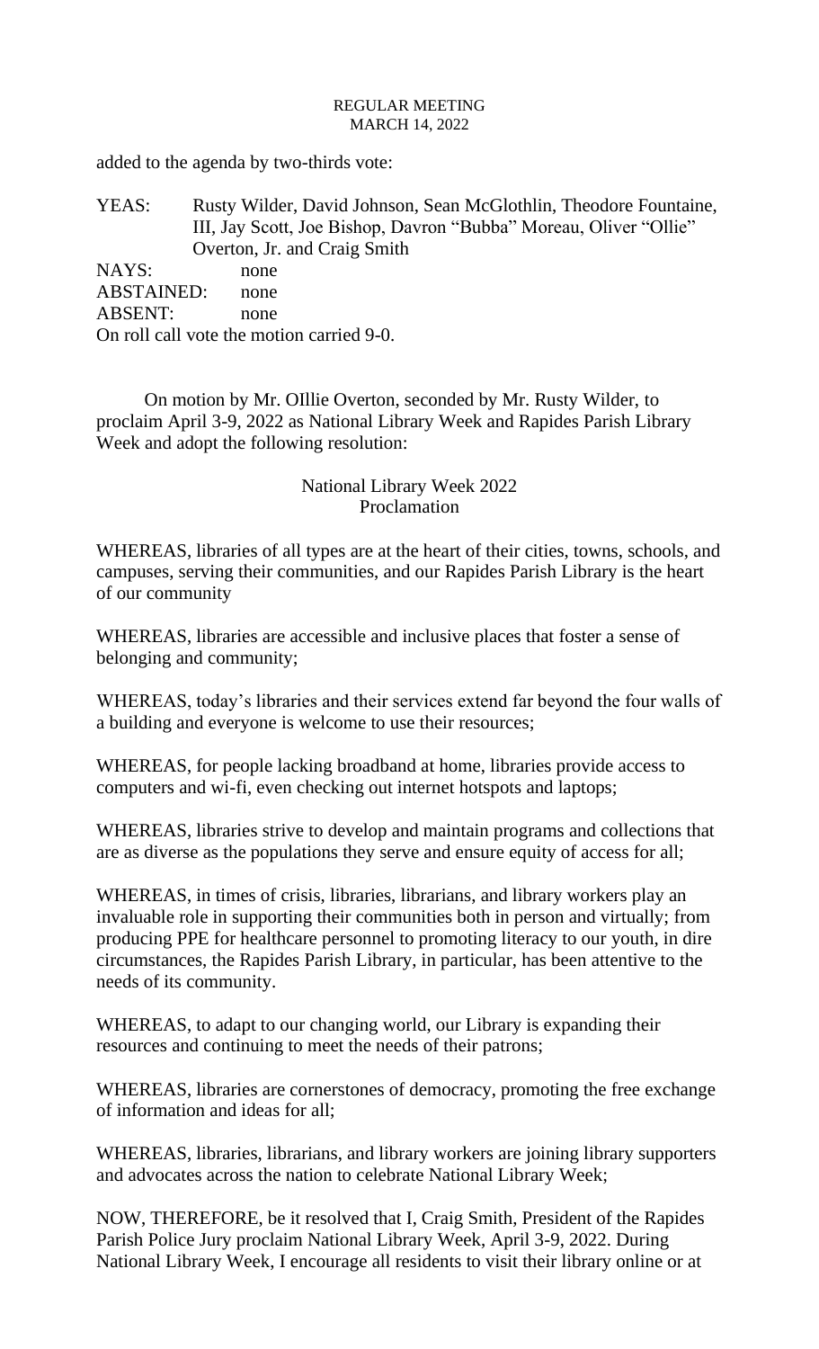added to the agenda by two-thirds vote:

YEAS: Rusty Wilder, David Johnson, Sean McGlothlin, Theodore Fountaine, III, Jay Scott, Joe Bishop, Davron "Bubba" Moreau, Oliver "Ollie" Overton, Jr. and Craig Smith
NAYS: none
ABSTAINED: none
ABSENT: none
On roll call vote the motion carried 9-0.

On motion by Mr. OIllie Overton, seconded by Mr. Rusty Wilder, to proclaim April 3-9, 2022 as National Library Week and Rapides Parish Library Week and adopt the following resolution:

National Library Week 2022
Proclamation

WHEREAS, libraries of all types are at the heart of their cities, towns, schools, and campuses, serving their communities, and our Rapides Parish Library is the heart of our community

WHEREAS, libraries are accessible and inclusive places that foster a sense of belonging and community;

WHEREAS, today's libraries and their services extend far beyond the four walls of a building and everyone is welcome to use their resources;

WHEREAS, for people lacking broadband at home, libraries provide access to computers and wi-fi, even checking out internet hotspots and laptops;

WHEREAS, libraries strive to develop and maintain programs and collections that are as diverse as the populations they serve and ensure equity of access for all;

WHEREAS, in times of crisis, libraries, librarians, and library workers play an invaluable role in supporting their communities both in person and virtually; from producing PPE for healthcare personnel to promoting literacy to our youth, in dire circumstances, the Rapides Parish Library, in particular, has been attentive to the needs of its community.

WHEREAS, to adapt to our changing world, our Library is expanding their resources and continuing to meet the needs of their patrons;

WHEREAS, libraries are cornerstones of democracy, promoting the free exchange of information and ideas for all;

WHEREAS, libraries, librarians, and library workers are joining library supporters and advocates across the nation to celebrate National Library Week;

NOW, THEREFORE, be it resolved that I, Craig Smith, President of the Rapides Parish Police Jury proclaim National Library Week, April 3-9, 2022. During National Library Week, I encourage all residents to visit their library online or at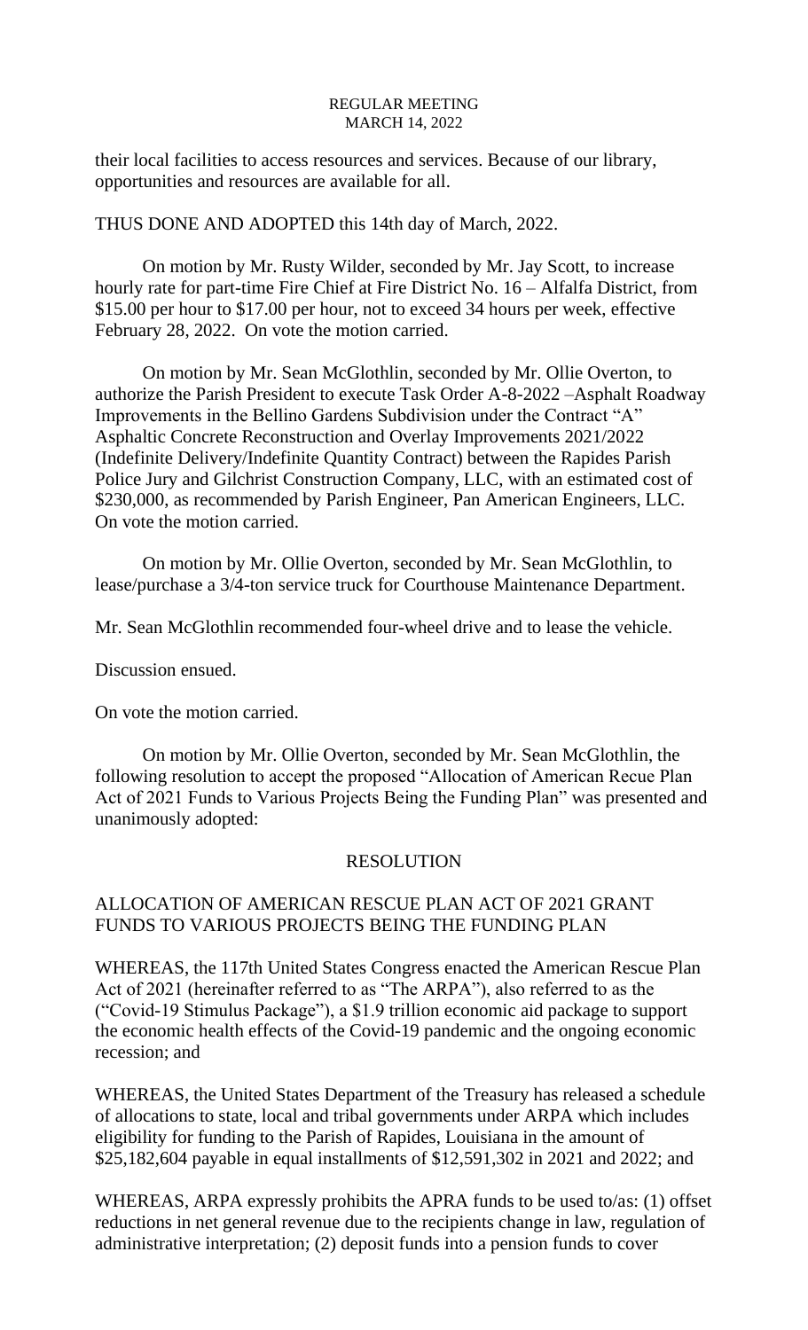their local facilities to access resources and services. Because of our library, opportunities and resources are available for all.

THUS DONE AND ADOPTED this 14th day of March, 2022.

On motion by Mr. Rusty Wilder, seconded by Mr. Jay Scott, to increase hourly rate for part-time Fire Chief at Fire District No. 16 – Alfalfa District, from $15.00 per hour to $17.00 per hour, not to exceed 34 hours per week, effective February 28, 2022. On vote the motion carried.

On motion by Mr. Sean McGlothlin, seconded by Mr. Ollie Overton, to authorize the Parish President to execute Task Order A-8-2022 –Asphalt Roadway Improvements in the Bellino Gardens Subdivision under the Contract "A" Asphaltic Concrete Reconstruction and Overlay Improvements 2021/2022 (Indefinite Delivery/Indefinite Quantity Contract) between the Rapides Parish Police Jury and Gilchrist Construction Company, LLC, with an estimated cost of $230,000, as recommended by Parish Engineer, Pan American Engineers, LLC. On vote the motion carried.

On motion by Mr. Ollie Overton, seconded by Mr. Sean McGlothlin, to lease/purchase a 3/4-ton service truck for Courthouse Maintenance Department.

Mr. Sean McGlothlin recommended four-wheel drive and to lease the vehicle.

Discussion ensued.

On vote the motion carried.

On motion by Mr. Ollie Overton, seconded by Mr. Sean McGlothlin, the following resolution to accept the proposed "Allocation of American Recue Plan Act of 2021 Funds to Various Projects Being the Funding Plan" was presented and unanimously adopted:

## RESOLUTION

### ALLOCATION OF AMERICAN RESCUE PLAN ACT OF 2021 GRANT FUNDS TO VARIOUS PROJECTS BEING THE FUNDING PLAN

WHEREAS, the 117th United States Congress enacted the American Rescue Plan Act of 2021 (hereinafter referred to as "The ARPA"), also referred to as the ("Covid-19 Stimulus Package"), a $1.9 trillion economic aid package to support the economic health effects of the Covid-19 pandemic and the ongoing economic recession; and

WHEREAS, the United States Department of the Treasury has released a schedule of allocations to state, local and tribal governments under ARPA which includes eligibility for funding to the Parish of Rapides, Louisiana in the amount of $25,182,604 payable in equal installments of $12,591,302 in 2021 and 2022; and

WHEREAS, ARPA expressly prohibits the APRA funds to be used to/as: (1) offset reductions in net general revenue due to the recipients change in law, regulation of administrative interpretation; (2) deposit funds into a pension funds to cover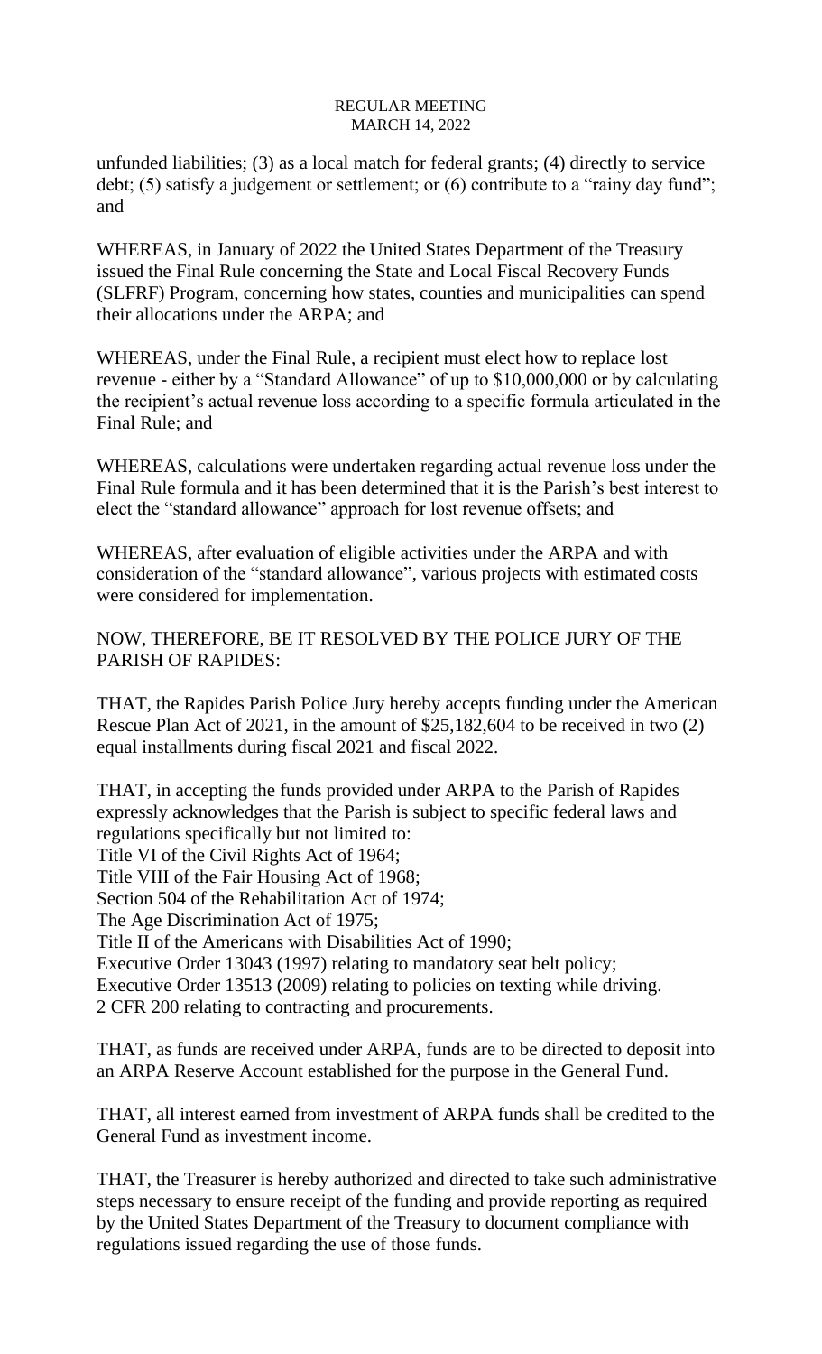unfunded liabilities; (3) as a local match for federal grants; (4) directly to service debt; (5) satisfy a judgement or settlement; or (6) contribute to a "rainy day fund"; and

WHEREAS, in January of 2022 the United States Department of the Treasury issued the Final Rule concerning the State and Local Fiscal Recovery Funds (SLFRF) Program, concerning how states, counties and municipalities can spend their allocations under the ARPA; and

WHEREAS, under the Final Rule, a recipient must elect how to replace lost revenue - either by a "Standard Allowance" of up to $10,000,000 or by calculating the recipient's actual revenue loss according to a specific formula articulated in the Final Rule; and

WHEREAS, calculations were undertaken regarding actual revenue loss under the Final Rule formula and it has been determined that it is the Parish's best interest to elect the "standard allowance" approach for lost revenue offsets; and

WHEREAS, after evaluation of eligible activities under the ARPA and with consideration of the "standard allowance", various projects with estimated costs were considered for implementation.

NOW, THEREFORE, BE IT RESOLVED BY THE POLICE JURY OF THE PARISH OF RAPIDES:

THAT, the Rapides Parish Police Jury hereby accepts funding under the American Rescue Plan Act of 2021, in the amount of $25,182,604 to be received in two (2) equal installments during fiscal 2021 and fiscal 2022.

THAT, in accepting the funds provided under ARPA to the Parish of Rapides expressly acknowledges that the Parish is subject to specific federal laws and regulations specifically but not limited to:
Title VI of the Civil Rights Act of 1964;
Title VIII of the Fair Housing Act of 1968;
Section 504 of the Rehabilitation Act of 1974;
The Age Discrimination Act of 1975;
Title II of the Americans with Disabilities Act of 1990;
Executive Order 13043 (1997) relating to mandatory seat belt policy;
Executive Order 13513 (2009) relating to policies on texting while driving.
2 CFR 200 relating to contracting and procurements.

THAT, as funds are received under ARPA, funds are to be directed to deposit into an ARPA Reserve Account established for the purpose in the General Fund.

THAT, all interest earned from investment of ARPA funds shall be credited to the General Fund as investment income.

THAT, the Treasurer is hereby authorized and directed to take such administrative steps necessary to ensure receipt of the funding and provide reporting as required by the United States Department of the Treasury to document compliance with regulations issued regarding the use of those funds.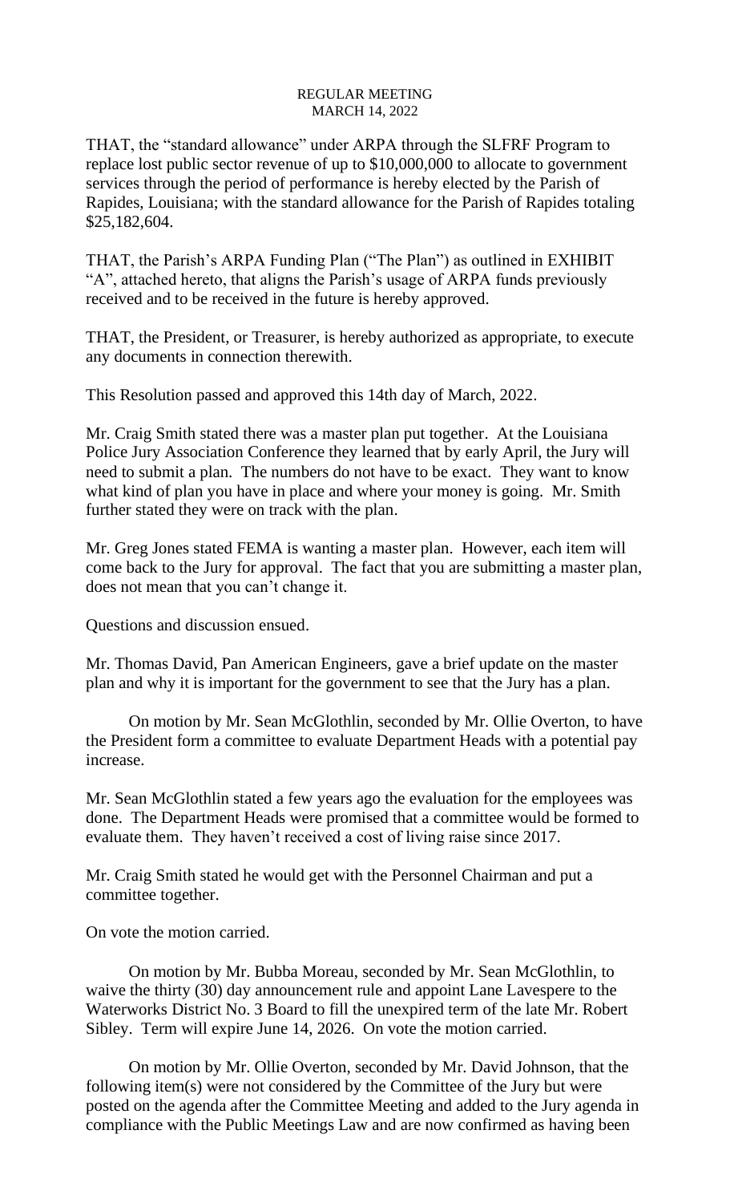REGULAR MEETING
MARCH 14, 2022

THAT, the "standard allowance" under ARPA through the SLFRF Program to replace lost public sector revenue of up to $10,000,000 to allocate to government services through the period of performance is hereby elected by the Parish of Rapides, Louisiana; with the standard allowance for the Parish of Rapides totaling $25,182,604.

THAT, the Parish's ARPA Funding Plan ("The Plan") as outlined in EXHIBIT "A", attached hereto, that aligns the Parish's usage of ARPA funds previously received and to be received in the future is hereby approved.

THAT, the President, or Treasurer, is hereby authorized as appropriate, to execute any documents in connection therewith.

This Resolution passed and approved this 14th day of March, 2022.

Mr. Craig Smith stated there was a master plan put together. At the Louisiana Police Jury Association Conference they learned that by early April, the Jury will need to submit a plan. The numbers do not have to be exact. They want to know what kind of plan you have in place and where your money is going. Mr. Smith further stated they were on track with the plan.

Mr. Greg Jones stated FEMA is wanting a master plan. However, each item will come back to the Jury for approval. The fact that you are submitting a master plan, does not mean that you can't change it.

Questions and discussion ensued.

Mr. Thomas David, Pan American Engineers, gave a brief update on the master plan and why it is important for the government to see that the Jury has a plan.

On motion by Mr. Sean McGlothlin, seconded by Mr. Ollie Overton, to have the President form a committee to evaluate Department Heads with a potential pay increase.

Mr. Sean McGlothlin stated a few years ago the evaluation for the employees was done. The Department Heads were promised that a committee would be formed to evaluate them. They haven't received a cost of living raise since 2017.

Mr. Craig Smith stated he would get with the Personnel Chairman and put a committee together.

On vote the motion carried.

On motion by Mr. Bubba Moreau, seconded by Mr. Sean McGlothlin, to waive the thirty (30) day announcement rule and appoint Lane Lavespere to the Waterworks District No. 3 Board to fill the unexpired term of the late Mr. Robert Sibley. Term will expire June 14, 2026. On vote the motion carried.

On motion by Mr. Ollie Overton, seconded by Mr. David Johnson, that the following item(s) were not considered by the Committee of the Jury but were posted on the agenda after the Committee Meeting and added to the Jury agenda in compliance with the Public Meetings Law and are now confirmed as having been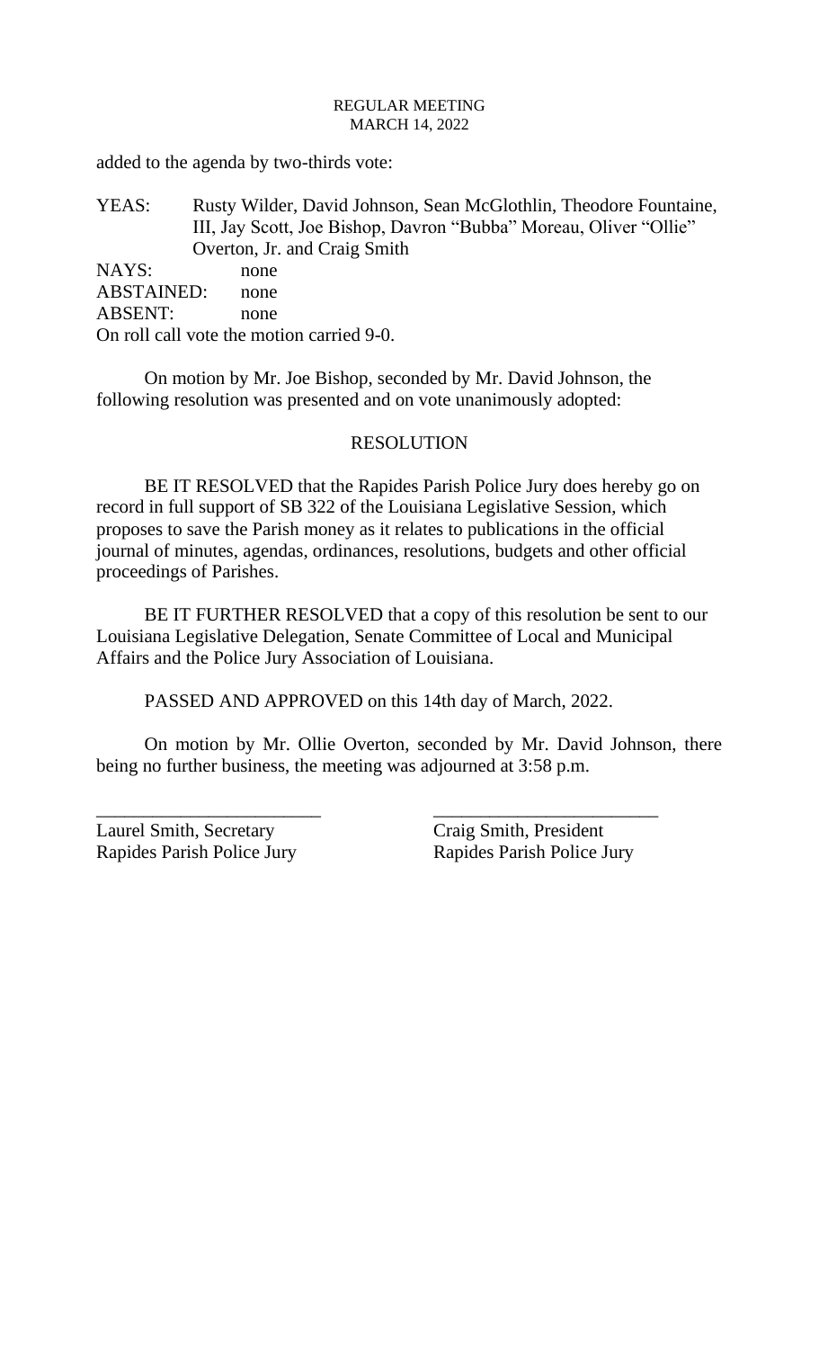added to the agenda by two-thirds vote:

YEAS: Rusty Wilder, David Johnson, Sean McGlothlin, Theodore Fountaine, III, Jay Scott, Joe Bishop, Davron "Bubba" Moreau, Oliver "Ollie" Overton, Jr. and Craig Smith
NAYS: none
ABSTAINED: none
ABSENT: none
On roll call vote the motion carried 9-0.

On motion by Mr. Joe Bishop, seconded by Mr. David Johnson, the following resolution was presented and on vote unanimously adopted:

RESOLUTION

BE IT RESOLVED that the Rapides Parish Police Jury does hereby go on record in full support of SB 322 of the Louisiana Legislative Session, which proposes to save the Parish money as it relates to publications in the official journal of minutes, agendas, ordinances, resolutions, budgets and other official proceedings of Parishes.

BE IT FURTHER RESOLVED that a copy of this resolution be sent to our Louisiana Legislative Delegation, Senate Committee of Local and Municipal Affairs and the Police Jury Association of Louisiana.

PASSED AND APPROVED on this 14th day of March, 2022.

On motion by Mr. Ollie Overton, seconded by Mr. David Johnson, there being no further business, the meeting was adjourned at 3:58 p.m.

\_\_\_\_\_\_\_\_\_\_\_\_\_\_\_\_\_\_\_\_\_\_\_\_
Laurel Smith, Secretary
Rapides Parish Police Jury

\_\_\_\_\_\_\_\_\_\_\_\_\_\_\_\_\_\_\_\_\_\_\_\_
Craig Smith, President
Rapides Parish Police Jury